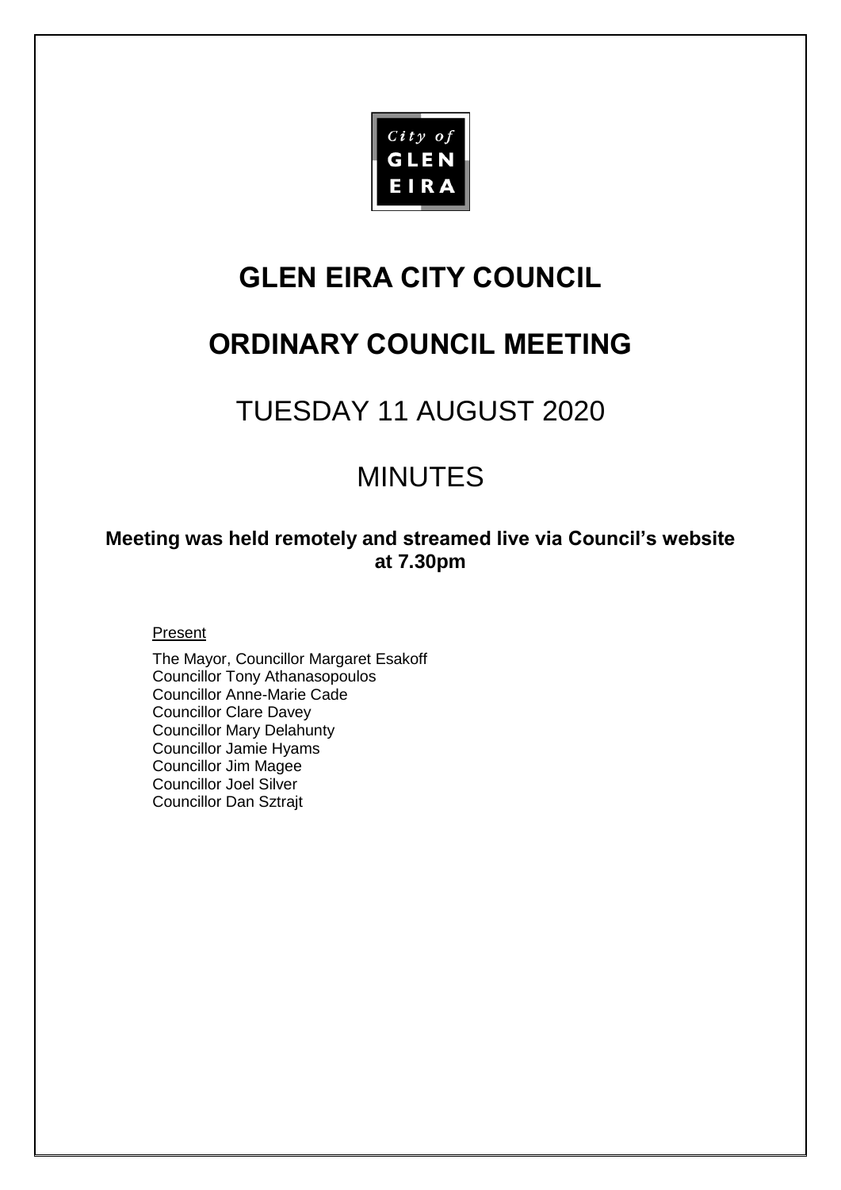City of GLEN EIRA

# GLEN EIRA CITY COUNCIL

# ORDINARY COUNCIL MEETING

## TUESDAY 11 AUGUST 2020

## MINUTES

**Meeting was held remotely and streamed live via Council's website at 7.30pm**

Present

The Mayor, Councillor Margaret Esakoff
Councillor Tony Athanasopoulos
Councillor Anne-Marie Cade
Councillor Clare Davey
Councillor Mary Delahunty
Councillor Jamie Hyams
Councillor Jim Magee
Councillor Joel Silver
Councillor Dan Sztrajt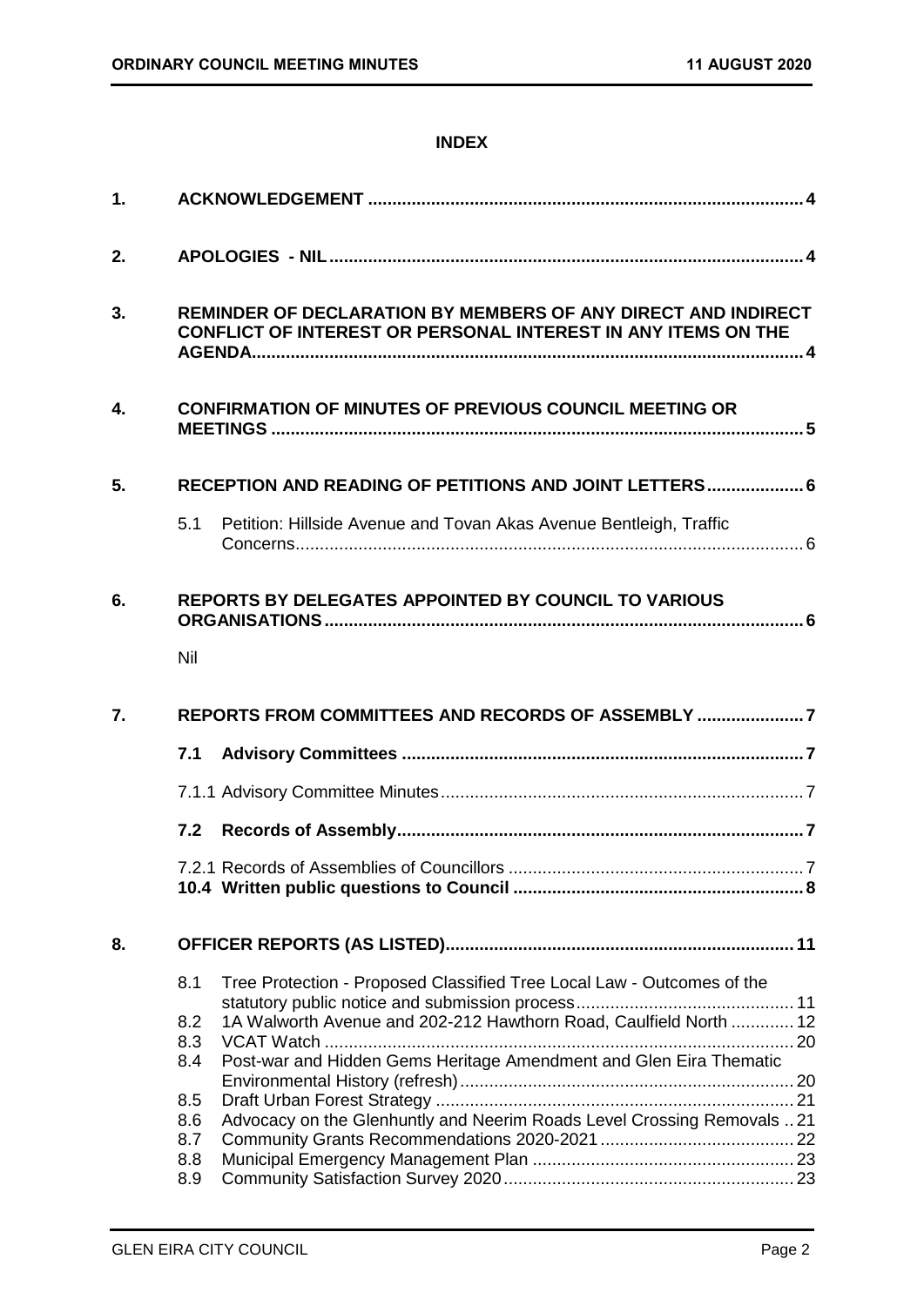**INDEX**

| | | |
|---|---|---|
| **1.** | **ACKNOWLEDGEMENT** | **4** |
| **2.** | **APOLOGIES - NIL** | **4** |
| **3.** | **REMINDER OF DECLARATION BY MEMBERS OF ANY DIRECT AND INDIRECT CONFLICT OF INTEREST OR PERSONAL INTEREST IN ANY ITEMS ON THE AGENDA** | **4** |
| **4.** | **CONFIRMATION OF MINUTES OF PREVIOUS COUNCIL MEETING OR MEETINGS** | **5** |
| **5.** | **RECEPTION AND READING OF PETITIONS AND JOINT LETTERS** | **6** |
| | 5.1 Petition: Hillside Avenue and Tovan Akas Avenue Bentleigh, Traffic Concerns | 6 |
| **6.** | **REPORTS BY DELEGATES APPOINTED BY COUNCIL TO VARIOUS ORGANISATIONS** | **6** |
| | Nil | |
| **7.** | **REPORTS FROM COMMITTEES AND RECORDS OF ASSEMBLY** | **7** |
| | **7.1 Advisory Committees** | **7** |
| | 7.1.1 Advisory Committee Minutes | 7 |
| | **7.2 Records of Assembly** | **7** |
| | 7.2.1 Records of Assemblies of Councillors | 7 |
| | **10.4 Written public questions to Council** | **8** |
| **8.** | **OFFICER REPORTS (AS LISTED)** | **11** |
| | 8.1 Tree Protection - Proposed Classified Tree Local Law - Outcomes of the statutory public notice and submission process | 11 |
| | 8.2 1A Walworth Avenue and 202-212 Hawthorn Road, Caulfield North | 12 |
| | 8.3 VCAT Watch | 20 |
| | 8.4 Post-war and Hidden Gems Heritage Amendment and Glen Eira Thematic Environmental History (refresh) | 20 |
| | 8.5 Draft Urban Forest Strategy | 21 |
| | 8.6 Advocacy on the Glenhuntly and Neerim Roads Level Crossing Removals | 21 |
| | 8.7 Community Grants Recommendations 2020-2021 | 22 |
| | 8.8 Municipal Emergency Management Plan | 23 |
| | 8.9 Community Satisfaction Survey 2020 | 23 |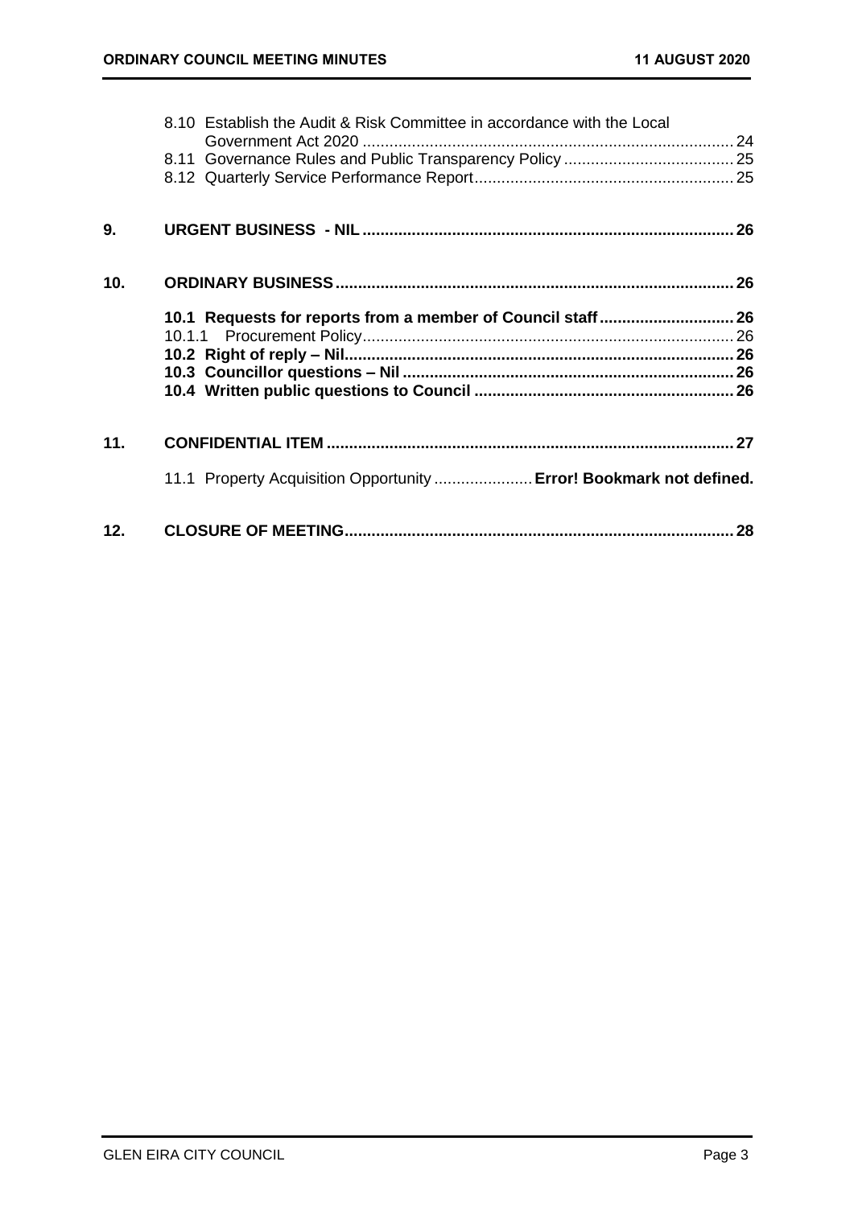8.10 Establish the Audit & Risk Committee in accordance with the Local Government Act 2020 .................................................................................. 24
8.11 Governance Rules and Public Transparency Policy ...................................... 25
8.12 Quarterly Service Performance Report.......................................................... 25

**9. URGENT BUSINESS - NIL ................................................................................... 26**

**10. ORDINARY BUSINESS......................................................................................... 26**

**10.1 Requests for reports from a member of Council staff ............................. 26**
10.1.1 Procurement Policy................................................................................... 26
**10.2 Right of reply – Nil...................................................................................... 26**
**10.3 Councillor questions – Nil .......................................................................... 26**
**10.4 Written public questions to Council .......................................................... 26**

**11. CONFIDENTIAL ITEM ........................................................................................... 27**

11.1 Property Acquisition Opportunity ...................... **Error! Bookmark not defined.**

**12. CLOSURE OF MEETING....................................................................................... 28**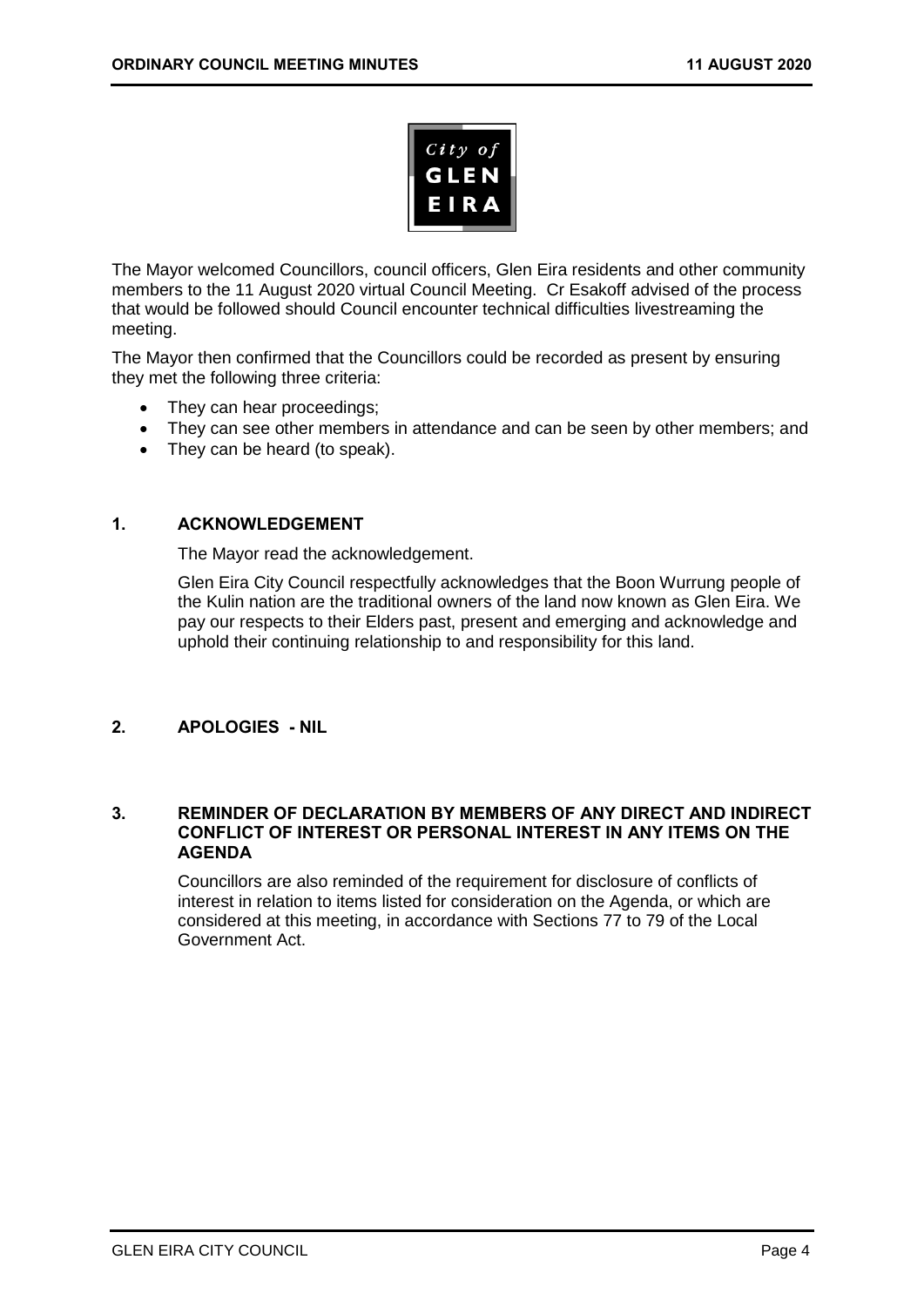The Mayor welcomed Councillors, council officers, Glen Eira residents and other community members to the 11 August 2020 virtual Council Meeting. Cr Esakoff advised of the process that would be followed should Council encounter technical difficulties livestreaming the meeting.

The Mayor then confirmed that the Councillors could be recorded as present by ensuring they met the following three criteria:

- They can hear proceedings;
- They can see other members in attendance and can be seen by other members; and
- They can be heard (to speak).

## 1. ACKNOWLEDGEMENT

The Mayor read the acknowledgement.

Glen Eira City Council respectfully acknowledges that the Boon Wurrung people of the Kulin nation are the traditional owners of the land now known as Glen Eira. We pay our respects to their Elders past, present and emerging and acknowledge and uphold their continuing relationship to and responsibility for this land.

## 2. APOLOGIES - NIL

## 3. REMINDER OF DECLARATION BY MEMBERS OF ANY DIRECT AND INDIRECT CONFLICT OF INTEREST OR PERSONAL INTEREST IN ANY ITEMS ON THE AGENDA

Councillors are also reminded of the requirement for disclosure of conflicts of interest in relation to items listed for consideration on the Agenda, or which are considered at this meeting, in accordance with Sections 77 to 79 of the Local Government Act.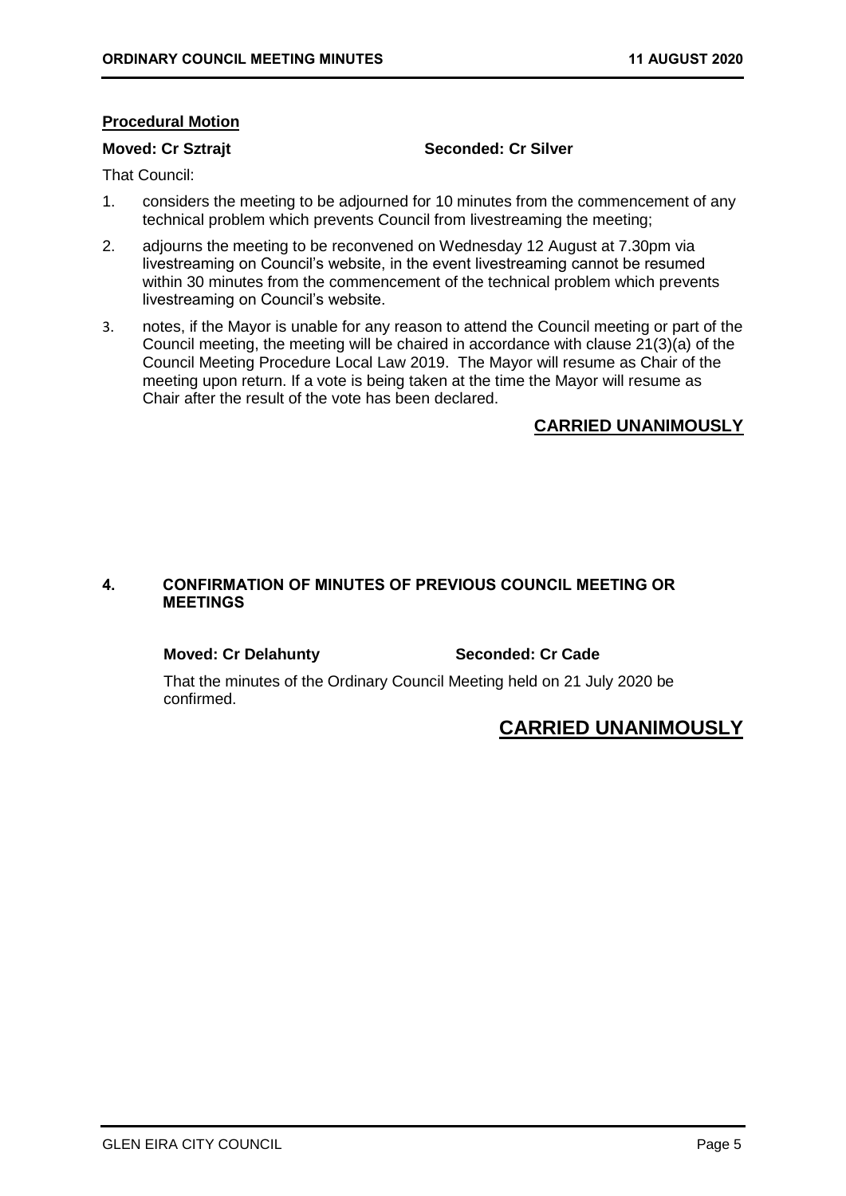**Procedural Motion**

**Moved: Cr Sztrajt** **Seconded: Cr Silver**

That Council:

1. considers the meeting to be adjourned for 10 minutes from the commencement of any technical problem which prevents Council from livestreaming the meeting;
2. adjourns the meeting to be reconvened on Wednesday 12 August at 7.30pm via livestreaming on Council's website, in the event livestreaming cannot be resumed within 30 minutes from the commencement of the technical problem which prevents livestreaming on Council's website.
3. notes, if the Mayor is unable for any reason to attend the Council meeting or part of the Council meeting, the meeting will be chaired in accordance with clause 21(3)(a) of the Council Meeting Procedure Local Law 2019. The Mayor will resume as Chair of the meeting upon return. If a vote is being taken at the time the Mayor will resume as Chair after the result of the vote has been declared.

**CARRIED UNANIMOUSLY**

## 4. CONFIRMATION OF MINUTES OF PREVIOUS COUNCIL MEETING OR MEETINGS

**Moved: Cr Delahunty** **Seconded: Cr Cade**

That the minutes of the Ordinary Council Meeting held on 21 July 2020 be confirmed.

**CARRIED UNANIMOUSLY**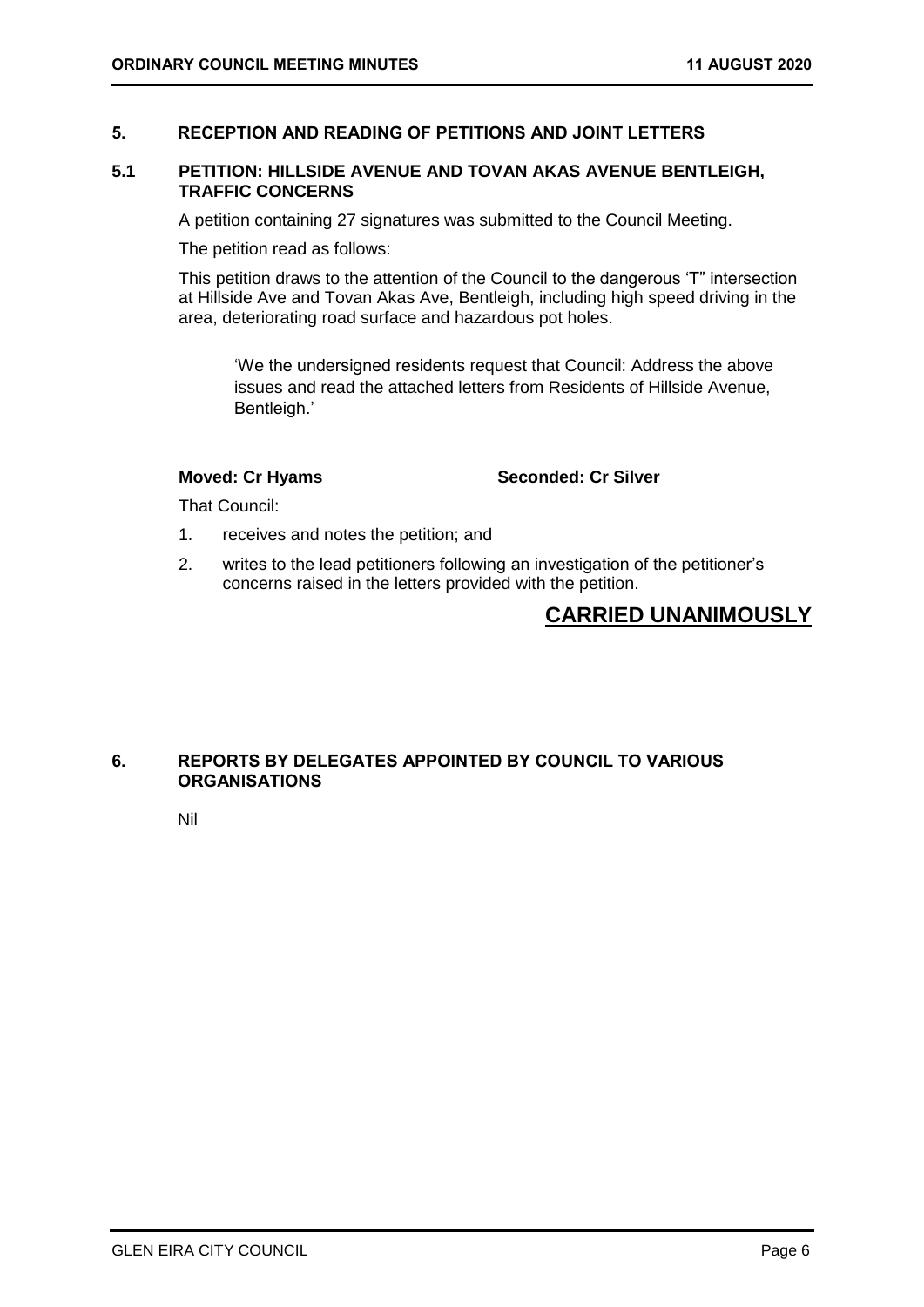## 5. RECEPTION AND READING OF PETITIONS AND JOINT LETTERS

### 5.1 PETITION: HILLSIDE AVENUE AND TOVAN AKAS AVENUE BENTLEIGH, TRAFFIC CONCERNS

A petition containing 27 signatures was submitted to the Council Meeting.

The petition read as follows:

This petition draws to the attention of the Council to the dangerous 'T" intersection at Hillside Ave and Tovan Akas Ave, Bentleigh, including high speed driving in the area, deteriorating road surface and hazardous pot holes.

> 'We the undersigned residents request that Council: Address the above issues and read the attached letters from Residents of Hillside Avenue, Bentleigh.'

**Moved: Cr Hyams** **Seconded: Cr Silver**

That Council:

1. receives and notes the petition; and
2. writes to the lead petitioners following an investigation of the petitioner's concerns raised in the letters provided with the petition.

**CARRIED UNANIMOUSLY**

## 6. REPORTS BY DELEGATES APPOINTED BY COUNCIL TO VARIOUS ORGANISATIONS

Nil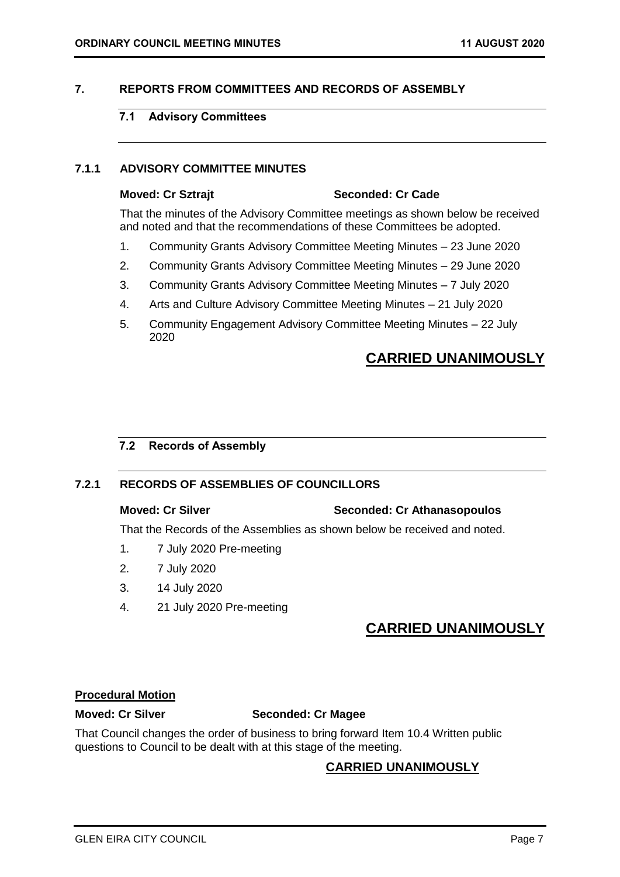## 7. REPORTS FROM COMMITTEES AND RECORDS OF ASSEMBLY

### 7.1 Advisory Committees

### 7.1.1 ADVISORY COMMITTEE MINUTES

**Moved: Cr Sztrajt** **Seconded: Cr Cade**

That the minutes of the Advisory Committee meetings as shown below be received and noted and that the recommendations of these Committees be adopted.

1. Community Grants Advisory Committee Meeting Minutes – 23 June 2020
2. Community Grants Advisory Committee Meeting Minutes – 29 June 2020
3. Community Grants Advisory Committee Meeting Minutes – 7 July 2020
4. Arts and Culture Advisory Committee Meeting Minutes – 21 July 2020
5. Community Engagement Advisory Committee Meeting Minutes – 22 July 2020

**CARRIED UNANIMOUSLY**

### 7.2 Records of Assembly

### 7.2.1 RECORDS OF ASSEMBLIES OF COUNCILLORS

**Moved: Cr Silver** **Seconded: Cr Athanasopoulos**

That the Records of the Assemblies as shown below be received and noted.

1. 7 July 2020 Pre-meeting
2. 7 July 2020
3. 14 July 2020
4. 21 July 2020 Pre-meeting

**CARRIED UNANIMOUSLY**

**Procedural Motion**

**Moved: Cr Silver** **Seconded: Cr Magee**

That Council changes the order of business to bring forward Item 10.4 Written public questions to Council to be dealt with at this stage of the meeting.

**CARRIED UNANIMOUSLY**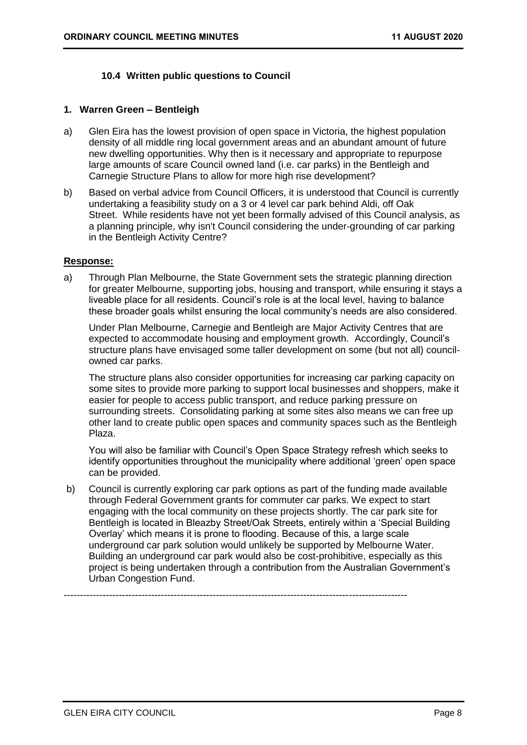### 10.4 Written public questions to Council

#### 1. Warren Green – Bentleigh

a) Glen Eira has the lowest provision of open space in Victoria, the highest population density of all middle ring local government areas and an abundant amount of future new dwelling opportunities. Why then is it necessary and appropriate to repurpose large amounts of scare Council owned land (i.e. car parks) in the Bentleigh and Carnegie Structure Plans to allow for more high rise development?

b) Based on verbal advice from Council Officers, it is understood that Council is currently undertaking a feasibility study on a 3 or 4 level car park behind Aldi, off Oak Street. While residents have not yet been formally advised of this Council analysis, as a planning principle, why isn't Council considering the under-grounding of car parking in the Bentleigh Activity Centre?

**Response:**

a) Through Plan Melbourne, the State Government sets the strategic planning direction for greater Melbourne, supporting jobs, housing and transport, while ensuring it stays a liveable place for all residents. Council's role is at the local level, having to balance these broader goals whilst ensuring the local community's needs are also considered.

   Under Plan Melbourne, Carnegie and Bentleigh are Major Activity Centres that are expected to accommodate housing and employment growth. Accordingly, Council's structure plans have envisaged some taller development on some (but not all) council-owned car parks.

   The structure plans also consider opportunities for increasing car parking capacity on some sites to provide more parking to support local businesses and shoppers, make it easier for people to access public transport, and reduce parking pressure on surrounding streets. Consolidating parking at some sites also means we can free up other land to create public open spaces and community spaces such as the Bentleigh Plaza.

   You will also be familiar with Council's Open Space Strategy refresh which seeks to identify opportunities throughout the municipality where additional 'green' open space can be provided.

b) Council is currently exploring car park options as part of the funding made available through Federal Government grants for commuter car parks. We expect to start engaging with the local community on these projects shortly. The car park site for Bentleigh is located in Bleazby Street/Oak Streets, entirely within a 'Special Building Overlay' which means it is prone to flooding. Because of this, a large scale underground car park solution would unlikely be supported by Melbourne Water. Building an underground car park would also be cost-prohibitive, especially as this project is being undertaken through a contribution from the Australian Government's Urban Congestion Fund.

---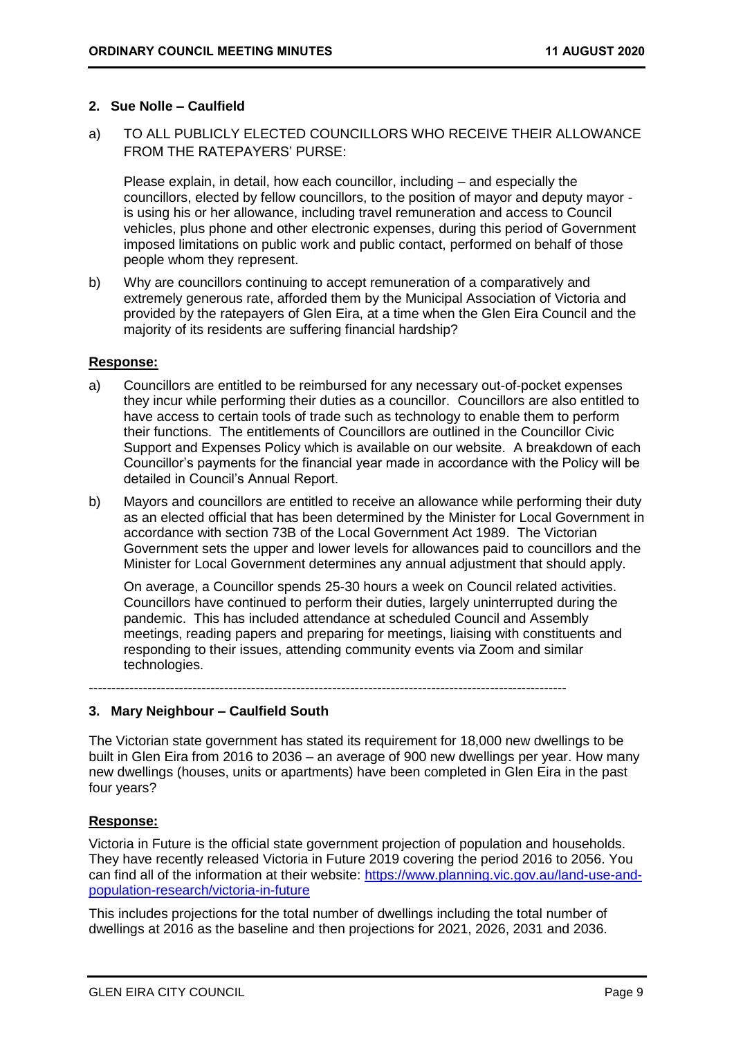### 2. Sue Nolle – Caulfield

a) TO ALL PUBLICLY ELECTED COUNCILLORS WHO RECEIVE THEIR ALLOWANCE FROM THE RATEPAYERS' PURSE:

Please explain, in detail, how each councillor, including – and especially the councillors, elected by fellow councillors, to the position of mayor and deputy mayor - is using his or her allowance, including travel remuneration and access to Council vehicles, plus phone and other electronic expenses, during this period of Government imposed limitations on public work and public contact, performed on behalf of those people whom they represent.

b) Why are councillors continuing to accept remuneration of a comparatively and extremely generous rate, afforded them by the Municipal Association of Victoria and provided by the ratepayers of Glen Eira, at a time when the Glen Eira Council and the majority of its residents are suffering financial hardship?

**Response:**

a) Councillors are entitled to be reimbursed for any necessary out-of-pocket expenses they incur while performing their duties as a councillor. Councillors are also entitled to have access to certain tools of trade such as technology to enable them to perform their functions. The entitlements of Councillors are outlined in the Councillor Civic Support and Expenses Policy which is available on our website. A breakdown of each Councillor's payments for the financial year made in accordance with the Policy will be detailed in Council's Annual Report.

b) Mayors and councillors are entitled to receive an allowance while performing their duty as an elected official that has been determined by the Minister for Local Government in accordance with section 73B of the Local Government Act 1989. The Victorian Government sets the upper and lower levels for allowances paid to councillors and the Minister for Local Government determines any annual adjustment that should apply.

On average, a Councillor spends 25-30 hours a week on Council related activities. Councillors have continued to perform their duties, largely uninterrupted during the pandemic. This has included attendance at scheduled Council and Assembly meetings, reading papers and preparing for meetings, liaising with constituents and responding to their issues, attending community events via Zoom and similar technologies.

---

### 3. Mary Neighbour – Caulfield South

The Victorian state government has stated its requirement for 18,000 new dwellings to be built in Glen Eira from 2016 to 2036 – an average of 900 new dwellings per year. How many new dwellings (houses, units or apartments) have been completed in Glen Eira in the past four years?

**Response:**

Victoria in Future is the official state government projection of population and households. They have recently released Victoria in Future 2019 covering the period 2016 to 2056. You can find all of the information at their website: [https://www.planning.vic.gov.au/land-use-and-population-research/victoria-in-future](https://www.planning.vic.gov.au/land-use-and-population-research/victoria-in-future)

This includes projections for the total number of dwellings including the total number of dwellings at 2016 as the baseline and then projections for 2021, 2026, 2031 and 2036.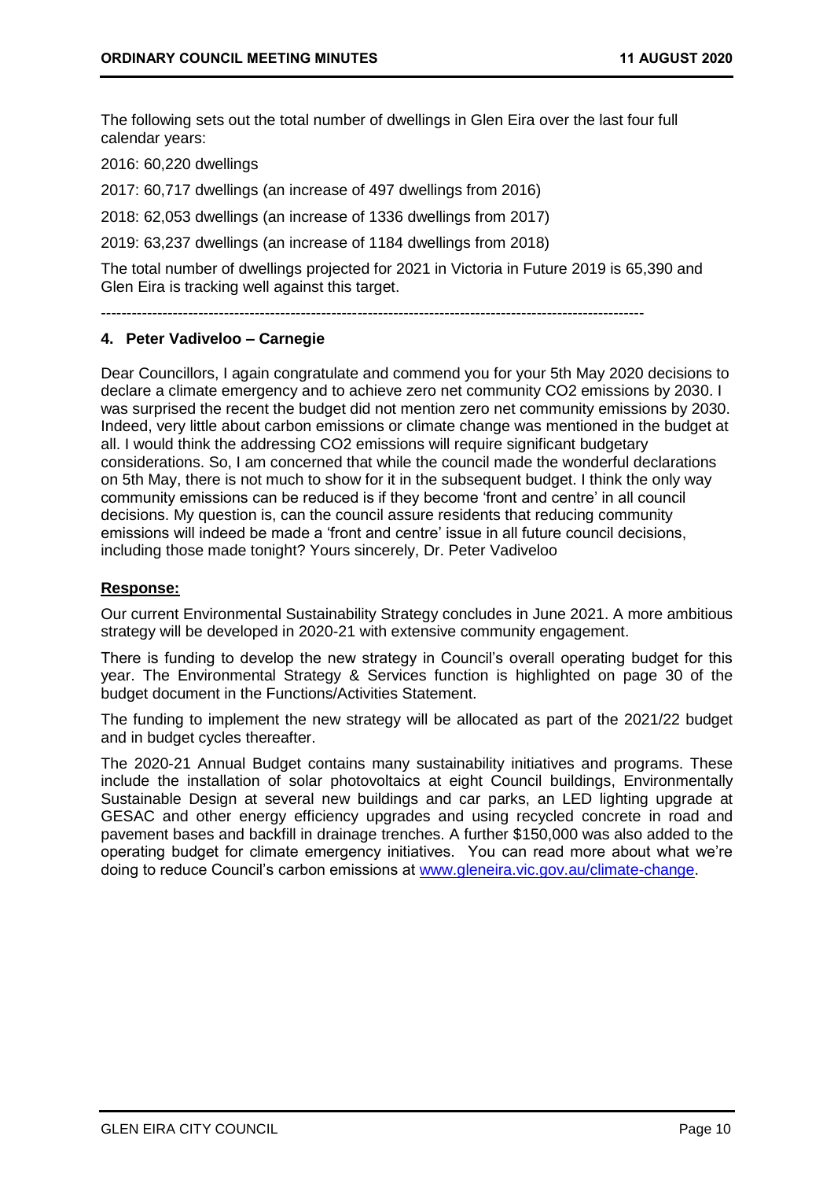The following sets out the total number of dwellings in Glen Eira over the last four full calendar years:

2016: 60,220 dwellings

2017: 60,717 dwellings (an increase of 497 dwellings from 2016)

2018: 62,053 dwellings (an increase of 1336 dwellings from 2017)

2019: 63,237 dwellings (an increase of 1184 dwellings from 2018)

The total number of dwellings projected for 2021 in Victoria in Future 2019 is 65,390 and Glen Eira is tracking well against this target.

---------------------------------------------------------------------------------------------------------

**4. Peter Vadiveloo – Carnegie**

Dear Councillors, I again congratulate and commend you for your 5th May 2020 decisions to declare a climate emergency and to achieve zero net community CO2 emissions by 2030. I was surprised the recent the budget did not mention zero net community emissions by 2030. Indeed, very little about carbon emissions or climate change was mentioned in the budget at all. I would think the addressing CO2 emissions will require significant budgetary considerations. So, I am concerned that while the council made the wonderful declarations on 5th May, there is not much to show for it in the subsequent budget. I think the only way community emissions can be reduced is if they become 'front and centre' in all council decisions. My question is, can the council assure residents that reducing community emissions will indeed be made a 'front and centre' issue in all future council decisions, including those made tonight? Yours sincerely, Dr. Peter Vadiveloo

**Response:**

Our current Environmental Sustainability Strategy concludes in June 2021. A more ambitious strategy will be developed in 2020-21 with extensive community engagement.

There is funding to develop the new strategy in Council's overall operating budget for this year. The Environmental Strategy & Services function is highlighted on page 30 of the budget document in the Functions/Activities Statement.

The funding to implement the new strategy will be allocated as part of the 2021/22 budget and in budget cycles thereafter.

The 2020-21 Annual Budget contains many sustainability initiatives and programs. These include the installation of solar photovoltaics at eight Council buildings, Environmentally Sustainable Design at several new buildings and car parks, an LED lighting upgrade at GESAC and other energy efficiency upgrades and using recycled concrete in road and pavement bases and backfill in drainage trenches. A further $150,000 was also added to the operating budget for climate emergency initiatives. You can read more about what we're doing to reduce Council's carbon emissions at [www.gleneira.vic.gov.au/climate-change](http://www.gleneira.vic.gov.au/climate-change).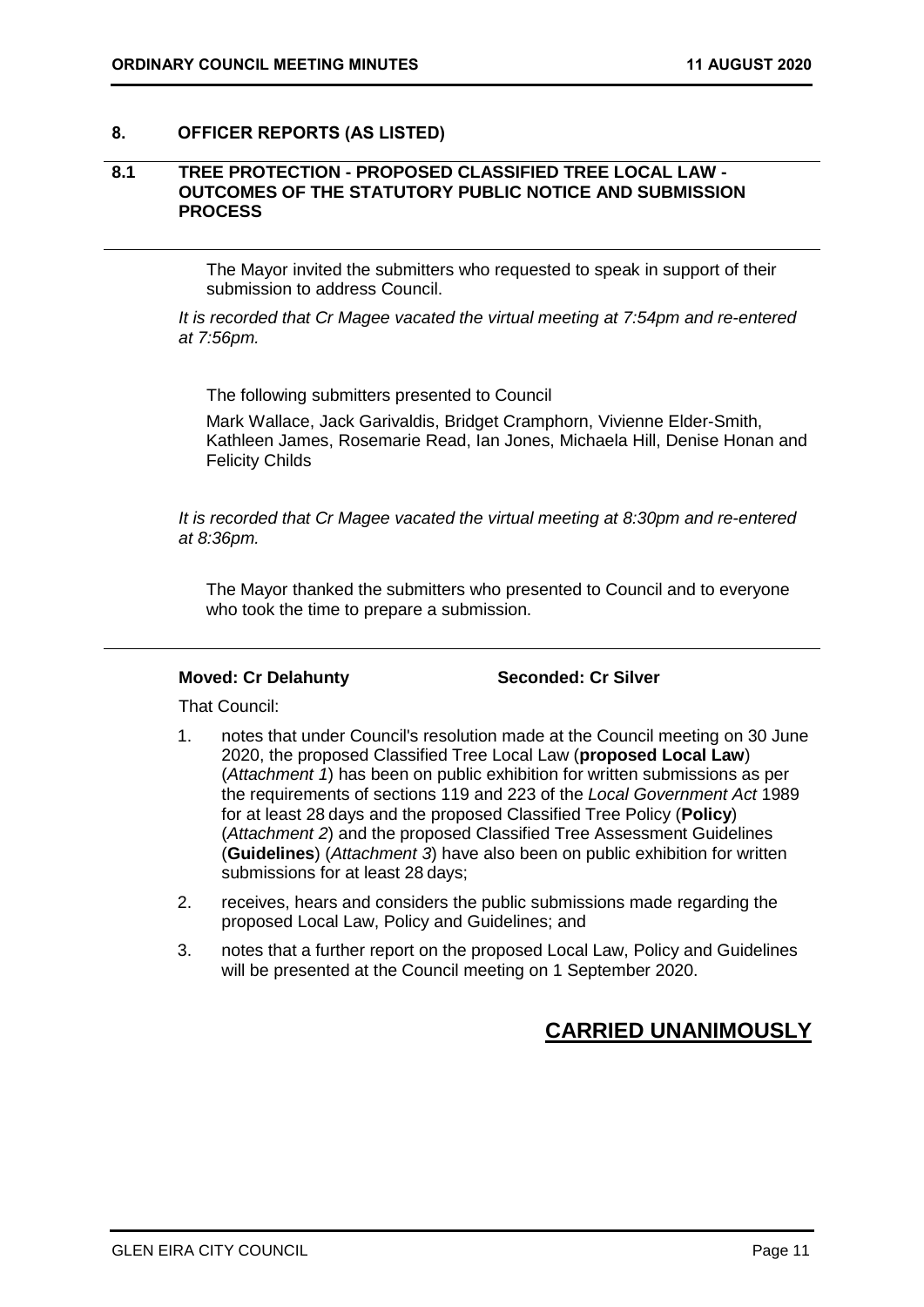## 8. OFFICER REPORTS (AS LISTED)

### 8.1 TREE PROTECTION - PROPOSED CLASSIFIED TREE LOCAL LAW - OUTCOMES OF THE STATUTORY PUBLIC NOTICE AND SUBMISSION PROCESS

The Mayor invited the submitters who requested to speak in support of their submission to address Council.

*It is recorded that Cr Magee vacated the virtual meeting at 7:54pm and re-entered at 7:56pm.*

The following submitters presented to Council

Mark Wallace, Jack Garivaldis, Bridget Cramphorn, Vivienne Elder-Smith, Kathleen James, Rosemarie Read, Ian Jones, Michaela Hill, Denise Honan and Felicity Childs

*It is recorded that Cr Magee vacated the virtual meeting at 8:30pm and re-entered at 8:36pm.*

The Mayor thanked the submitters who presented to Council and to everyone who took the time to prepare a submission.

**Moved: Cr Delahunty** **Seconded: Cr Silver**

That Council:

1. notes that under Council's resolution made at the Council meeting on 30 June 2020, the proposed Classified Tree Local Law (**proposed Local Law**) (*Attachment 1*) has been on public exhibition for written submissions as per the requirements of sections 119 and 223 of the *Local Government Act* 1989 for at least 28 days and the proposed Classified Tree Policy (**Policy**) (*Attachment 2*) and the proposed Classified Tree Assessment Guidelines (**Guidelines**) (*Attachment 3*) have also been on public exhibition for written submissions for at least 28 days;
2. receives, hears and considers the public submissions made regarding the proposed Local Law, Policy and Guidelines; and
3. notes that a further report on the proposed Local Law, Policy and Guidelines will be presented at the Council meeting on 1 September 2020.

**CARRIED UNANIMOUSLY**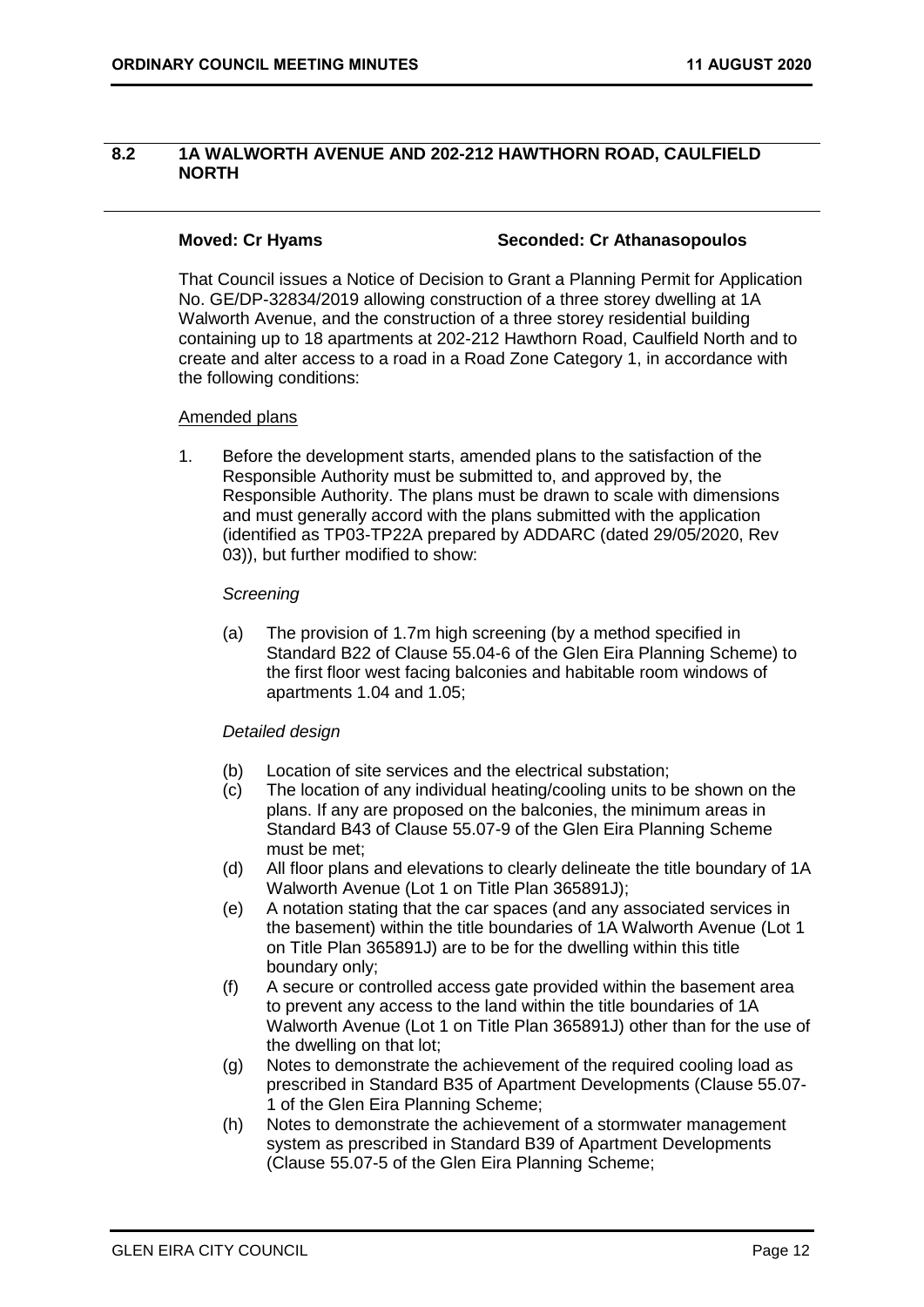## 8.2 1A WALWORTH AVENUE AND 202-212 HAWTHORN ROAD, CAULFIELD NORTH

**Moved: Cr Hyams** **Seconded: Cr Athanasopoulos**

That Council issues a Notice of Decision to Grant a Planning Permit for Application No. GE/DP-32834/2019 allowing construction of a three storey dwelling at 1A Walworth Avenue, and the construction of a three storey residential building containing up to 18 apartments at 202-212 Hawthorn Road, Caulfield North and to create and alter access to a road in a Road Zone Category 1, in accordance with the following conditions:

Amended plans

1. Before the development starts, amended plans to the satisfaction of the Responsible Authority must be submitted to, and approved by, the Responsible Authority. The plans must be drawn to scale with dimensions and must generally accord with the plans submitted with the application (identified as TP03-TP22A prepared by ADDARC (dated 29/05/2020, Rev 03)), but further modified to show:

   *Screening*

   (a) The provision of 1.7m high screening (by a method specified in Standard B22 of Clause 55.04-6 of the Glen Eira Planning Scheme) to the first floor west facing balconies and habitable room windows of apartments 1.04 and 1.05;

   *Detailed design*

   (b) Location of site services and the electrical substation;
   (c) The location of any individual heating/cooling units to be shown on the plans. If any are proposed on the balconies, the minimum areas in Standard B43 of Clause 55.07-9 of the Glen Eira Planning Scheme must be met;
   (d) All floor plans and elevations to clearly delineate the title boundary of 1A Walworth Avenue (Lot 1 on Title Plan 365891J);
   (e) A notation stating that the car spaces (and any associated services in the basement) within the title boundaries of 1A Walworth Avenue (Lot 1 on Title Plan 365891J) are to be for the dwelling within this title boundary only;
   (f) A secure or controlled access gate provided within the basement area to prevent any access to the land within the title boundaries of 1A Walworth Avenue (Lot 1 on Title Plan 365891J) other than for the use of the dwelling on that lot;
   (g) Notes to demonstrate the achievement of the required cooling load as prescribed in Standard B35 of Apartment Developments (Clause 55.07-1 of the Glen Eira Planning Scheme;
   (h) Notes to demonstrate the achievement of a stormwater management system as prescribed in Standard B39 of Apartment Developments (Clause 55.07-5 of the Glen Eira Planning Scheme;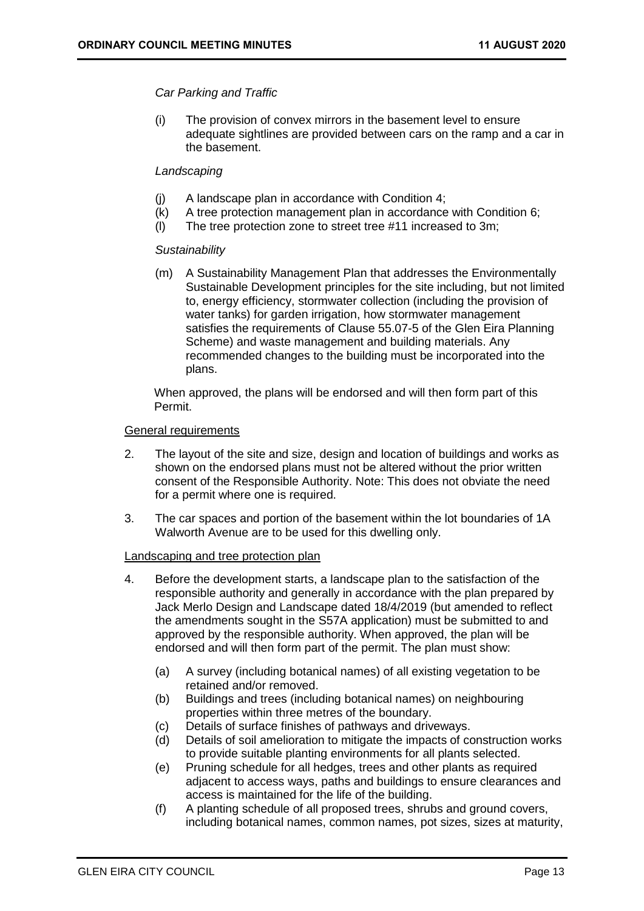*Car Parking and Traffic*

(i) The provision of convex mirrors in the basement level to ensure adequate sightlines are provided between cars on the ramp and a car in the basement.

*Landscaping*

(j) A landscape plan in accordance with Condition 4;
(k) A tree protection management plan in accordance with Condition 6;
(l) The tree protection zone to street tree #11 increased to 3m;

*Sustainability*

(m) A Sustainability Management Plan that addresses the Environmentally Sustainable Development principles for the site including, but not limited to, energy efficiency, stormwater collection (including the provision of water tanks) for garden irrigation, how stormwater management satisfies the requirements of Clause 55.07-5 of the Glen Eira Planning Scheme) and waste management and building materials. Any recommended changes to the building must be incorporated into the plans.

When approved, the plans will be endorsed and will then form part of this Permit.

<u>General requirements</u>

2. The layout of the site and size, design and location of buildings and works as shown on the endorsed plans must not be altered without the prior written consent of the Responsible Authority. Note: This does not obviate the need for a permit where one is required.

3. The car spaces and portion of the basement within the lot boundaries of 1A Walworth Avenue are to be used for this dwelling only.

<u>Landscaping and tree protection plan</u>

4. Before the development starts, a landscape plan to the satisfaction of the responsible authority and generally in accordance with the plan prepared by Jack Merlo Design and Landscape dated 18/4/2019 (but amended to reflect the amendments sought in the S57A application) must be submitted to and approved by the responsible authority. When approved, the plan will be endorsed and will then form part of the permit. The plan must show:

   (a) A survey (including botanical names) of all existing vegetation to be retained and/or removed.
   (b) Buildings and trees (including botanical names) on neighbouring properties within three metres of the boundary.
   (c) Details of surface finishes of pathways and driveways.
   (d) Details of soil amelioration to mitigate the impacts of construction works to provide suitable planting environments for all plants selected.
   (e) Pruning schedule for all hedges, trees and other plants as required adjacent to access ways, paths and buildings to ensure clearances and access is maintained for the life of the building.
   (f) A planting schedule of all proposed trees, shrubs and ground covers, including botanical names, common names, pot sizes, sizes at maturity,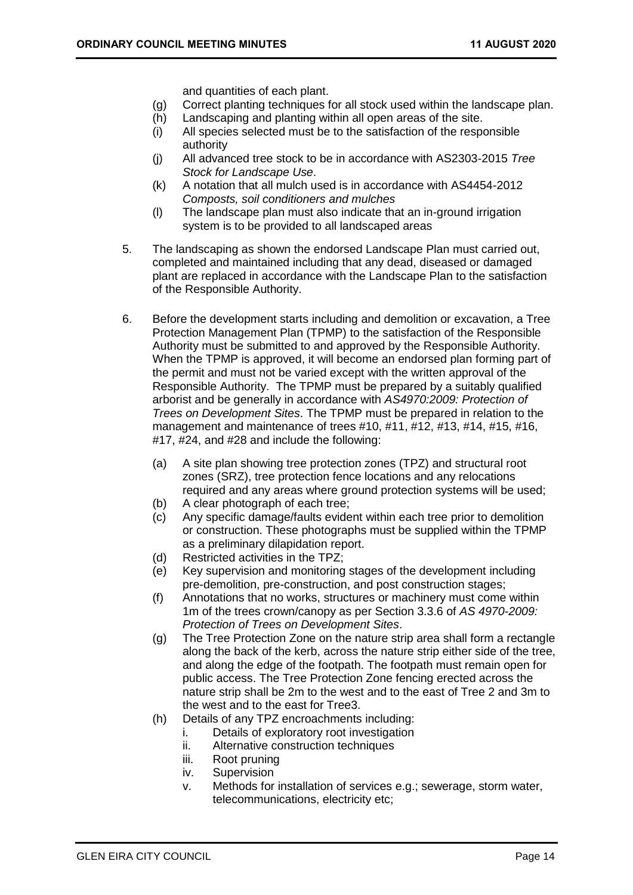and quantities of each plant.

(g) Correct planting techniques for all stock used within the landscape plan.
(h) Landscaping and planting within all open areas of the site.
(i) All species selected must be to the satisfaction of the responsible authority
(j) All advanced tree stock to be in accordance with AS2303-2015 *Tree Stock for Landscape Use*.
(k) A notation that all mulch used is in accordance with AS4454-2012 *Composts, soil conditioners and mulches*
(l) The landscape plan must also indicate that an in-ground irrigation system is to be provided to all landscaped areas

5. The landscaping as shown the endorsed Landscape Plan must carried out, completed and maintained including that any dead, diseased or damaged plant are replaced in accordance with the Landscape Plan to the satisfaction of the Responsible Authority.

6. Before the development starts including and demolition or excavation, a Tree Protection Management Plan (TPMP) to the satisfaction of the Responsible Authority must be submitted to and approved by the Responsible Authority. When the TPMP is approved, it will become an endorsed plan forming part of the permit and must not be varied except with the written approval of the Responsible Authority. The TPMP must be prepared by a suitably qualified arborist and be generally in accordance with *AS4970:2009: Protection of Trees on Development Sites*. The TPMP must be prepared in relation to the management and maintenance of trees #10, #11, #12, #13, #14, #15, #16, #17, #24, and #28 and include the following:

   (a) A site plan showing tree protection zones (TPZ) and structural root zones (SRZ), tree protection fence locations and any relocations required and any areas where ground protection systems will be used;
   (b) A clear photograph of each tree;
   (c) Any specific damage/faults evident within each tree prior to demolition or construction. These photographs must be supplied within the TPMP as a preliminary dilapidation report.
   (d) Restricted activities in the TPZ;
   (e) Key supervision and monitoring stages of the development including pre-demolition, pre-construction, and post construction stages;
   (f) Annotations that no works, structures or machinery must come within 1m of the trees crown/canopy as per Section 3.3.6 of *AS 4970-2009: Protection of Trees on Development Sites*.
   (g) The Tree Protection Zone on the nature strip area shall form a rectangle along the back of the kerb, across the nature strip either side of the tree, and along the edge of the footpath. The footpath must remain open for public access. The Tree Protection Zone fencing erected across the nature strip shall be 2m to the west and to the east of Tree 2 and 3m to the west and to the east for Tree3.
   (h) Details of any TPZ encroachments including:
      i. Details of exploratory root investigation
      ii. Alternative construction techniques
      iii. Root pruning
      iv. Supervision
      v. Methods for installation of services e.g.; sewerage, storm water, telecommunications, electricity etc;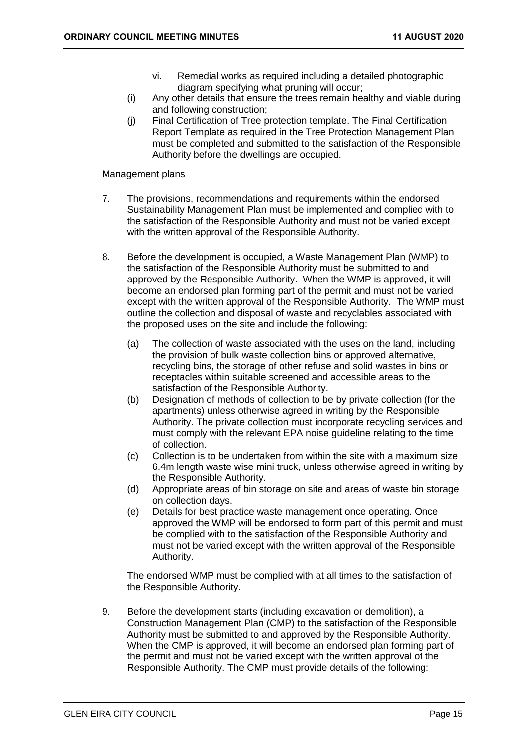vi. Remedial works as required including a detailed photographic diagram specifying what pruning will occur;

(i) Any other details that ensure the trees remain healthy and viable during and following construction;

(j) Final Certification of Tree protection template. The Final Certification Report Template as required in the Tree Protection Management Plan must be completed and submitted to the satisfaction of the Responsible Authority before the dwellings are occupied.

Management plans

7. The provisions, recommendations and requirements within the endorsed Sustainability Management Plan must be implemented and complied with to the satisfaction of the Responsible Authority and must not be varied except with the written approval of the Responsible Authority.

8. Before the development is occupied, a Waste Management Plan (WMP) to the satisfaction of the Responsible Authority must be submitted to and approved by the Responsible Authority. When the WMP is approved, it will become an endorsed plan forming part of the permit and must not be varied except with the written approval of the Responsible Authority. The WMP must outline the collection and disposal of waste and recyclables associated with the proposed uses on the site and include the following:

   (a) The collection of waste associated with the uses on the land, including the provision of bulk waste collection bins or approved alternative, recycling bins, the storage of other refuse and solid wastes in bins or receptacles within suitable screened and accessible areas to the satisfaction of the Responsible Authority.

   (b) Designation of methods of collection to be by private collection (for the apartments) unless otherwise agreed in writing by the Responsible Authority. The private collection must incorporate recycling services and must comply with the relevant EPA noise guideline relating to the time of collection.

   (c) Collection is to be undertaken from within the site with a maximum size 6.4m length waste wise mini truck, unless otherwise agreed in writing by the Responsible Authority.

   (d) Appropriate areas of bin storage on site and areas of waste bin storage on collection days.

   (e) Details for best practice waste management once operating. Once approved the WMP will be endorsed to form part of this permit and must be complied with to the satisfaction of the Responsible Authority and must not be varied except with the written approval of the Responsible Authority.

   The endorsed WMP must be complied with at all times to the satisfaction of the Responsible Authority.

9. Before the development starts (including excavation or demolition), a Construction Management Plan (CMP) to the satisfaction of the Responsible Authority must be submitted to and approved by the Responsible Authority. When the CMP is approved, it will become an endorsed plan forming part of the permit and must not be varied except with the written approval of the Responsible Authority. The CMP must provide details of the following: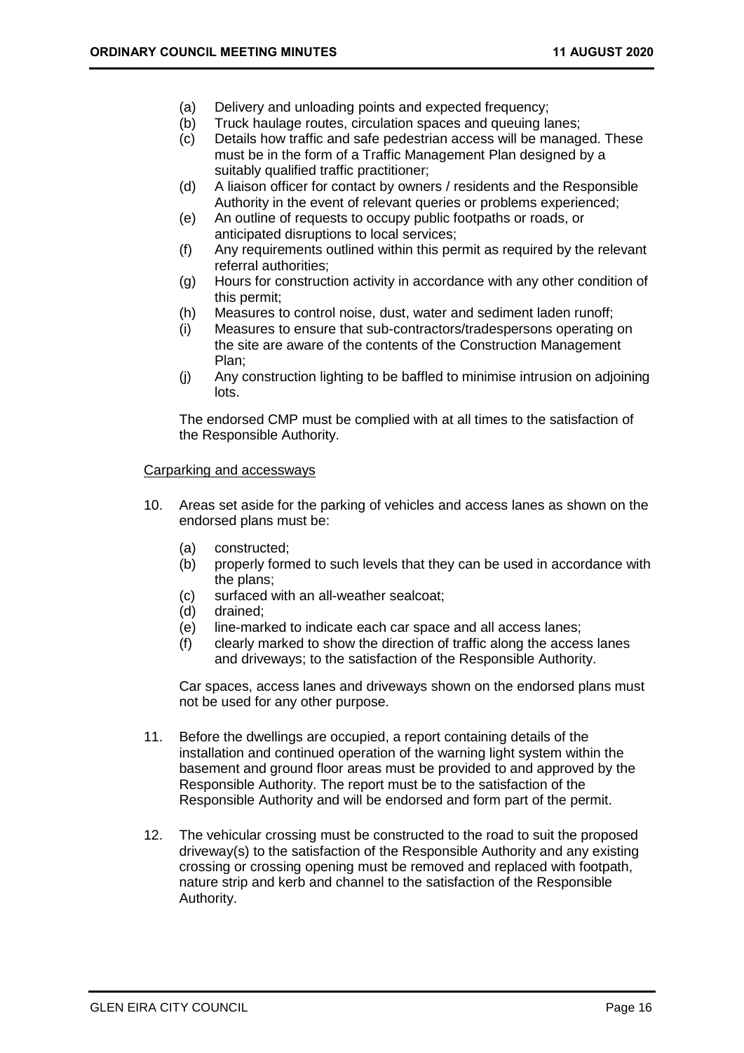(a) Delivery and unloading points and expected frequency;
(b) Truck haulage routes, circulation spaces and queuing lanes;
(c) Details how traffic and safe pedestrian access will be managed. These must be in the form of a Traffic Management Plan designed by a suitably qualified traffic practitioner;
(d) A liaison officer for contact by owners / residents and the Responsible Authority in the event of relevant queries or problems experienced;
(e) An outline of requests to occupy public footpaths or roads, or anticipated disruptions to local services;
(f) Any requirements outlined within this permit as required by the relevant referral authorities;
(g) Hours for construction activity in accordance with any other condition of this permit;
(h) Measures to control noise, dust, water and sediment laden runoff;
(i) Measures to ensure that sub-contractors/tradespersons operating on the site are aware of the contents of the Construction Management Plan;
(j) Any construction lighting to be baffled to minimise intrusion on adjoining lots.

The endorsed CMP must be complied with at all times to the satisfaction of the Responsible Authority.

<u>Carparking and accessways</u>

10. Areas set aside for the parking of vehicles and access lanes as shown on the endorsed plans must be:

    (a) constructed;
    (b) properly formed to such levels that they can be used in accordance with the plans;
    (c) surfaced with an all-weather sealcoat;
    (d) drained;
    (e) line-marked to indicate each car space and all access lanes;
    (f) clearly marked to show the direction of traffic along the access lanes and driveways; to the satisfaction of the Responsible Authority.

    Car spaces, access lanes and driveways shown on the endorsed plans must not be used for any other purpose.

11. Before the dwellings are occupied, a report containing details of the installation and continued operation of the warning light system within the basement and ground floor areas must be provided to and approved by the Responsible Authority. The report must be to the satisfaction of the Responsible Authority and will be endorsed and form part of the permit.

12. The vehicular crossing must be constructed to the road to suit the proposed driveway(s) to the satisfaction of the Responsible Authority and any existing crossing or crossing opening must be removed and replaced with footpath, nature strip and kerb and channel to the satisfaction of the Responsible Authority.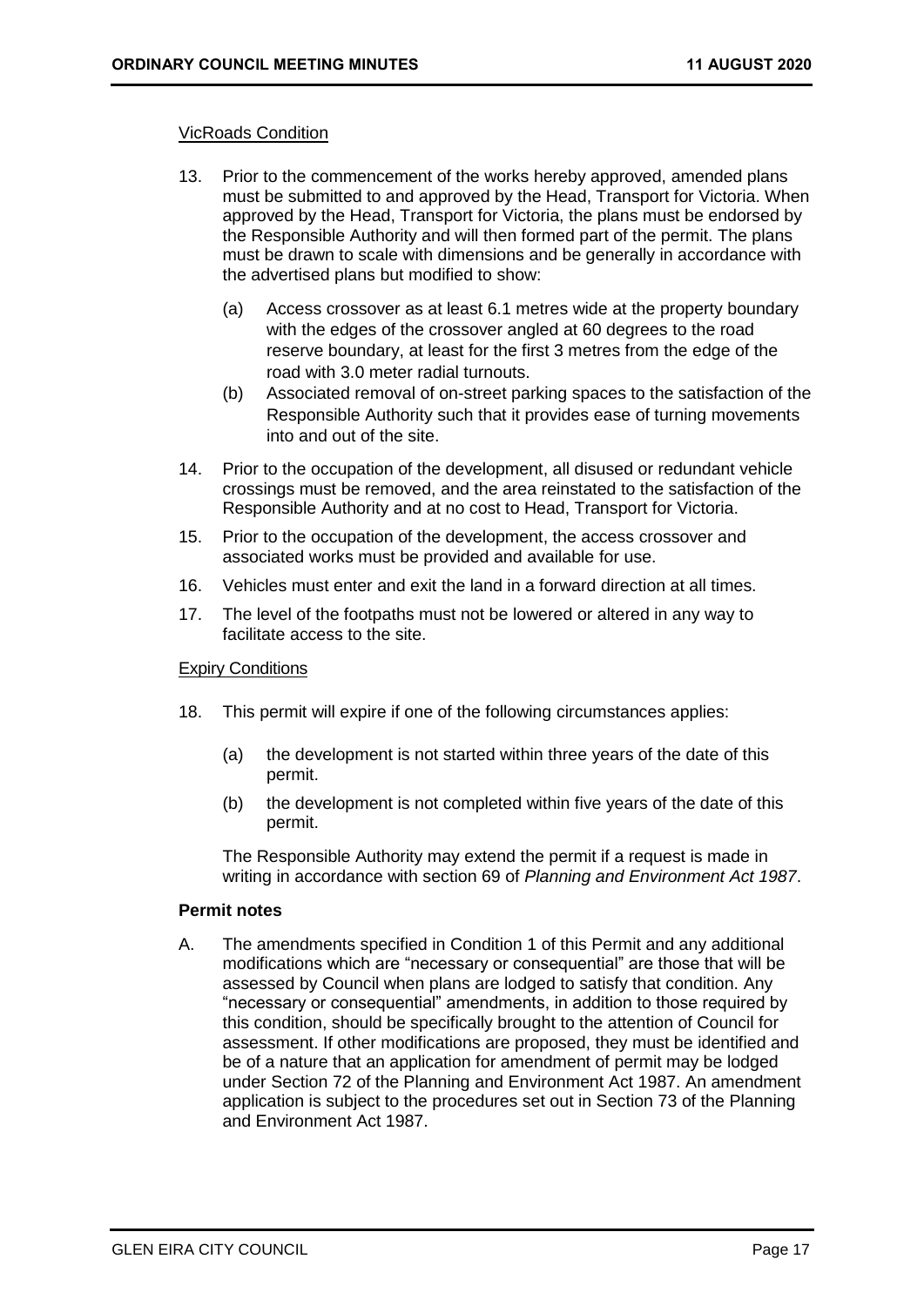VicRoads Condition

13. Prior to the commencement of the works hereby approved, amended plans must be submitted to and approved by the Head, Transport for Victoria. When approved by the Head, Transport for Victoria, the plans must be endorsed by the Responsible Authority and will then formed part of the permit. The plans must be drawn to scale with dimensions and be generally in accordance with the advertised plans but modified to show:

    (a) Access crossover as at least 6.1 metres wide at the property boundary with the edges of the crossover angled at 60 degrees to the road reserve boundary, at least for the first 3 metres from the edge of the road with 3.0 meter radial turnouts.

    (b) Associated removal of on-street parking spaces to the satisfaction of the Responsible Authority such that it provides ease of turning movements into and out of the site.

14. Prior to the occupation of the development, all disused or redundant vehicle crossings must be removed, and the area reinstated to the satisfaction of the Responsible Authority and at no cost to Head, Transport for Victoria.

15. Prior to the occupation of the development, the access crossover and associated works must be provided and available for use.

16. Vehicles must enter and exit the land in a forward direction at all times.

17. The level of the footpaths must not be lowered or altered in any way to facilitate access to the site.

Expiry Conditions

18. This permit will expire if one of the following circumstances applies:

    (a) the development is not started within three years of the date of this permit.

    (b) the development is not completed within five years of the date of this permit.

    The Responsible Authority may extend the permit if a request is made in writing in accordance with section 69 of *Planning and Environment Act 1987*.

**Permit notes**

A. The amendments specified in Condition 1 of this Permit and any additional modifications which are "necessary or consequential" are those that will be assessed by Council when plans are lodged to satisfy that condition. Any "necessary or consequential" amendments, in addition to those required by this condition, should be specifically brought to the attention of Council for assessment. If other modifications are proposed, they must be identified and be of a nature that an application for amendment of permit may be lodged under Section 72 of the Planning and Environment Act 1987. An amendment application is subject to the procedures set out in Section 73 of the Planning and Environment Act 1987.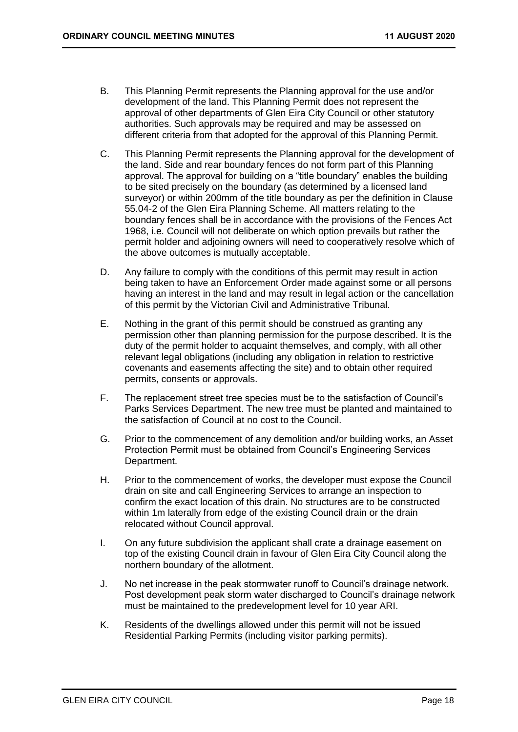B. This Planning Permit represents the Planning approval for the use and/or development of the land. This Planning Permit does not represent the approval of other departments of Glen Eira City Council or other statutory authorities. Such approvals may be required and may be assessed on different criteria from that adopted for the approval of this Planning Permit.

C. This Planning Permit represents the Planning approval for the development of the land. Side and rear boundary fences do not form part of this Planning approval. The approval for building on a "title boundary" enables the building to be sited precisely on the boundary (as determined by a licensed land surveyor) or within 200mm of the title boundary as per the definition in Clause 55.04-2 of the Glen Eira Planning Scheme. All matters relating to the boundary fences shall be in accordance with the provisions of the Fences Act 1968, i.e. Council will not deliberate on which option prevails but rather the permit holder and adjoining owners will need to cooperatively resolve which of the above outcomes is mutually acceptable.

D. Any failure to comply with the conditions of this permit may result in action being taken to have an Enforcement Order made against some or all persons having an interest in the land and may result in legal action or the cancellation of this permit by the Victorian Civil and Administrative Tribunal.

E. Nothing in the grant of this permit should be construed as granting any permission other than planning permission for the purpose described. It is the duty of the permit holder to acquaint themselves, and comply, with all other relevant legal obligations (including any obligation in relation to restrictive covenants and easements affecting the site) and to obtain other required permits, consents or approvals.

F. The replacement street tree species must be to the satisfaction of Council's Parks Services Department. The new tree must be planted and maintained to the satisfaction of Council at no cost to the Council.

G. Prior to the commencement of any demolition and/or building works, an Asset Protection Permit must be obtained from Council's Engineering Services Department.

H. Prior to the commencement of works, the developer must expose the Council drain on site and call Engineering Services to arrange an inspection to confirm the exact location of this drain. No structures are to be constructed within 1m laterally from edge of the existing Council drain or the drain relocated without Council approval.

I. On any future subdivision the applicant shall crate a drainage easement on top of the existing Council drain in favour of Glen Eira City Council along the northern boundary of the allotment.

J. No net increase in the peak stormwater runoff to Council's drainage network. Post development peak storm water discharged to Council's drainage network must be maintained to the predevelopment level for 10 year ARI.

K. Residents of the dwellings allowed under this permit will not be issued Residential Parking Permits (including visitor parking permits).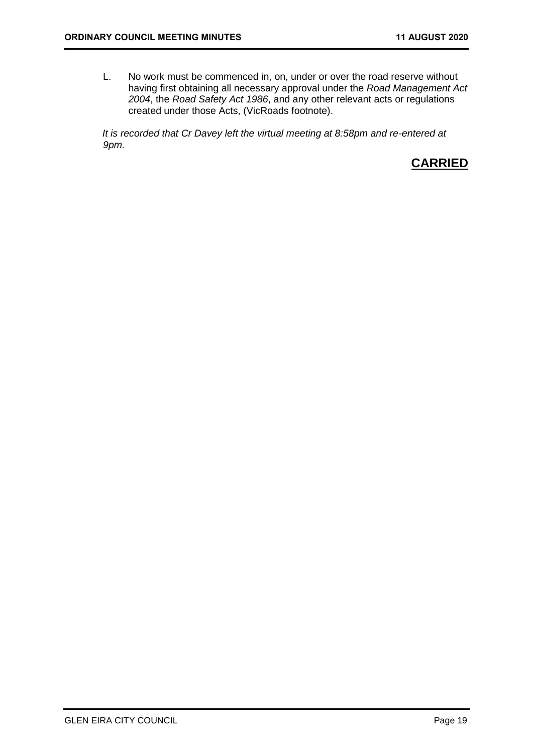L. No work must be commenced in, on, under or over the road reserve without having first obtaining all necessary approval under the *Road Management Act 2004*, the *Road Safety Act 1986*, and any other relevant acts or regulations created under those Acts, (VicRoads footnote).

*It is recorded that Cr Davey left the virtual meeting at 8:58pm and re-entered at 9pm.*

**CARRIED**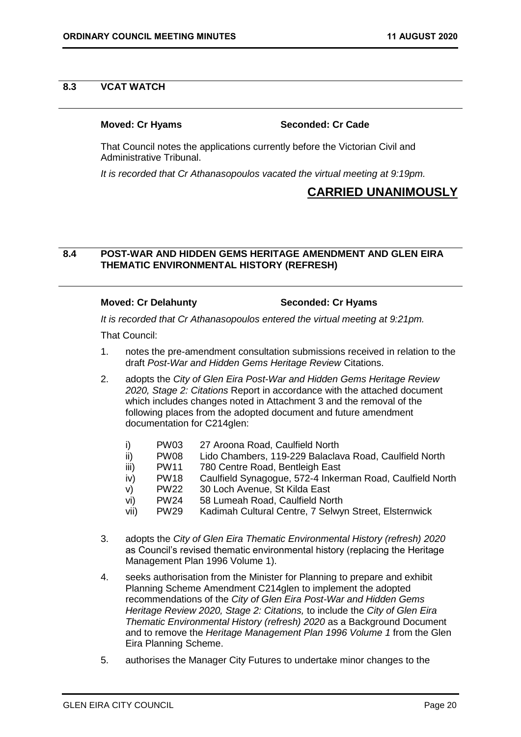## 8.3 VCAT WATCH

**Moved: Cr Hyams** **Seconded: Cr Cade**

That Council notes the applications currently before the Victorian Civil and Administrative Tribunal.

*It is recorded that Cr Athanasopoulos vacated the virtual meeting at 9:19pm.*

**CARRIED UNANIMOUSLY**

## 8.4 POST-WAR AND HIDDEN GEMS HERITAGE AMENDMENT AND GLEN EIRA THEMATIC ENVIRONMENTAL HISTORY (REFRESH)

**Moved: Cr Delahunty** **Seconded: Cr Hyams**

*It is recorded that Cr Athanasopoulos entered the virtual meeting at 9:21pm.*

That Council:

1. notes the pre-amendment consultation submissions received in relation to the draft *Post-War and Hidden Gems Heritage Review* Citations.
2. adopts the *City of Glen Eira Post-War and Hidden Gems Heritage Review 2020, Stage 2: Citations* Report in accordance with the attached document which includes changes noted in Attachment 3 and the removal of the following places from the adopted document and future amendment documentation for C214glen:
   - i) PW03 27 Aroona Road, Caulfield North
   - ii) PW08 Lido Chambers, 119-229 Balaclava Road, Caulfield North
   - iii) PW11 780 Centre Road, Bentleigh East
   - iv) PW18 Caulfield Synagogue, 572-4 Inkerman Road, Caulfield North
   - v) PW22 30 Loch Avenue, St Kilda East
   - vi) PW24 58 Lumeah Road, Caulfield North
   - vii) PW29 Kadimah Cultural Centre, 7 Selwyn Street, Elsternwick
3. adopts the *City of Glen Eira Thematic Environmental History (refresh) 2020* as Council's revised thematic environmental history (replacing the Heritage Management Plan 1996 Volume 1).
4. seeks authorisation from the Minister for Planning to prepare and exhibit Planning Scheme Amendment C214glen to implement the adopted recommendations of the *City of Glen Eira Post-War and Hidden Gems Heritage Review 2020, Stage 2: Citations,* to include the *City of Glen Eira Thematic Environmental History (refresh) 2020* as a Background Document and to remove the *Heritage Management Plan 1996 Volume 1* from the Glen Eira Planning Scheme.
5. authorises the Manager City Futures to undertake minor changes to the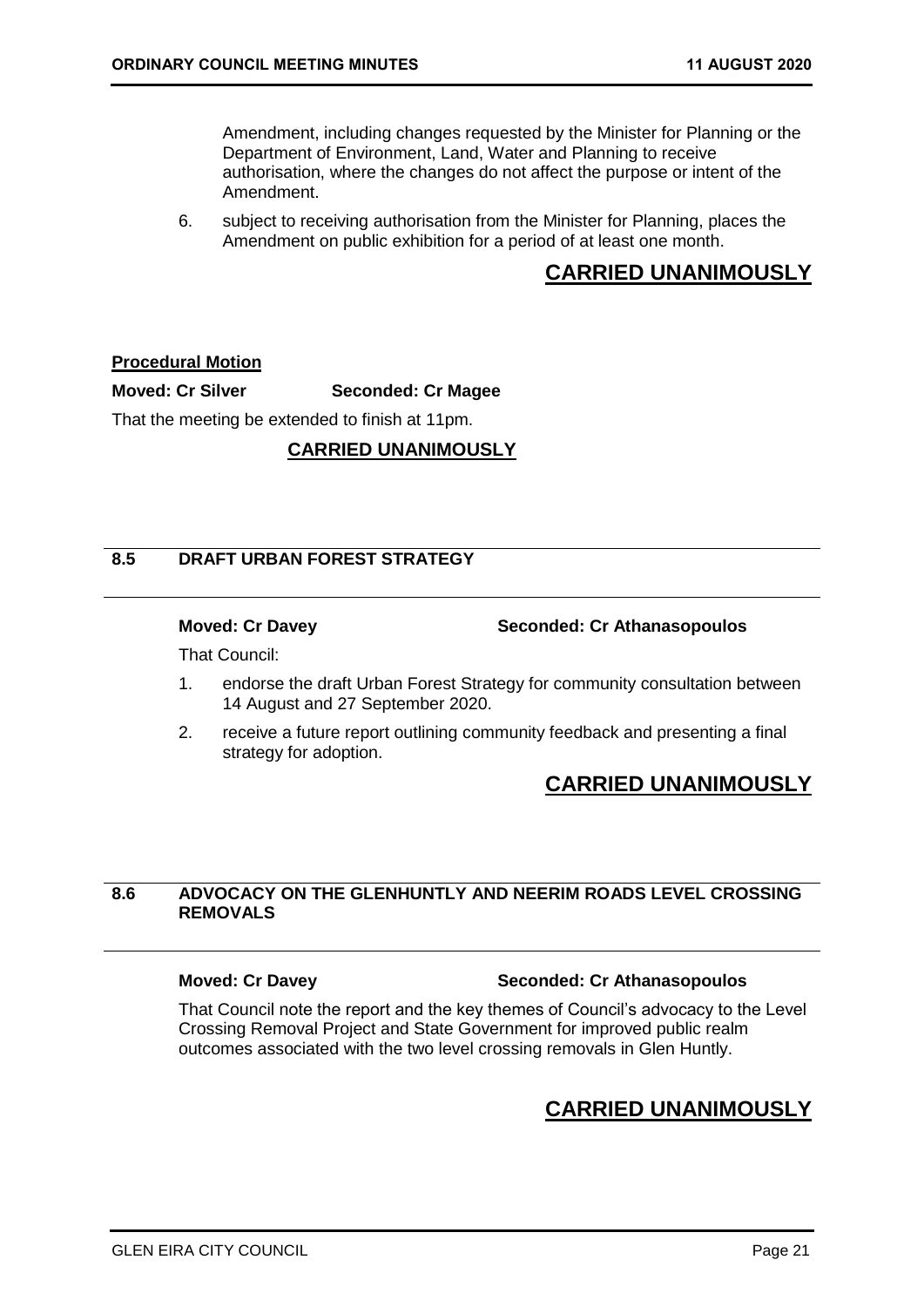Amendment, including changes requested by the Minister for Planning or the Department of Environment, Land, Water and Planning to receive authorisation, where the changes do not affect the purpose or intent of the Amendment.

6. subject to receiving authorisation from the Minister for Planning, places the Amendment on public exhibition for a period of at least one month.

**CARRIED UNANIMOUSLY**

**Procedural Motion**

**Moved: Cr Silver** **Seconded: Cr Magee**

That the meeting be extended to finish at 11pm.

**CARRIED UNANIMOUSLY**

## 8.5 DRAFT URBAN FOREST STRATEGY

**Moved: Cr Davey** **Seconded: Cr Athanasopoulos**

That Council:

1. endorse the draft Urban Forest Strategy for community consultation between 14 August and 27 September 2020.
2. receive a future report outlining community feedback and presenting a final strategy for adoption.

**CARRIED UNANIMOUSLY**

## 8.6 ADVOCACY ON THE GLENHUNTLY AND NEERIM ROADS LEVEL CROSSING REMOVALS

**Moved: Cr Davey** **Seconded: Cr Athanasopoulos**

That Council note the report and the key themes of Council's advocacy to the Level Crossing Removal Project and State Government for improved public realm outcomes associated with the two level crossing removals in Glen Huntly.

**CARRIED UNANIMOUSLY**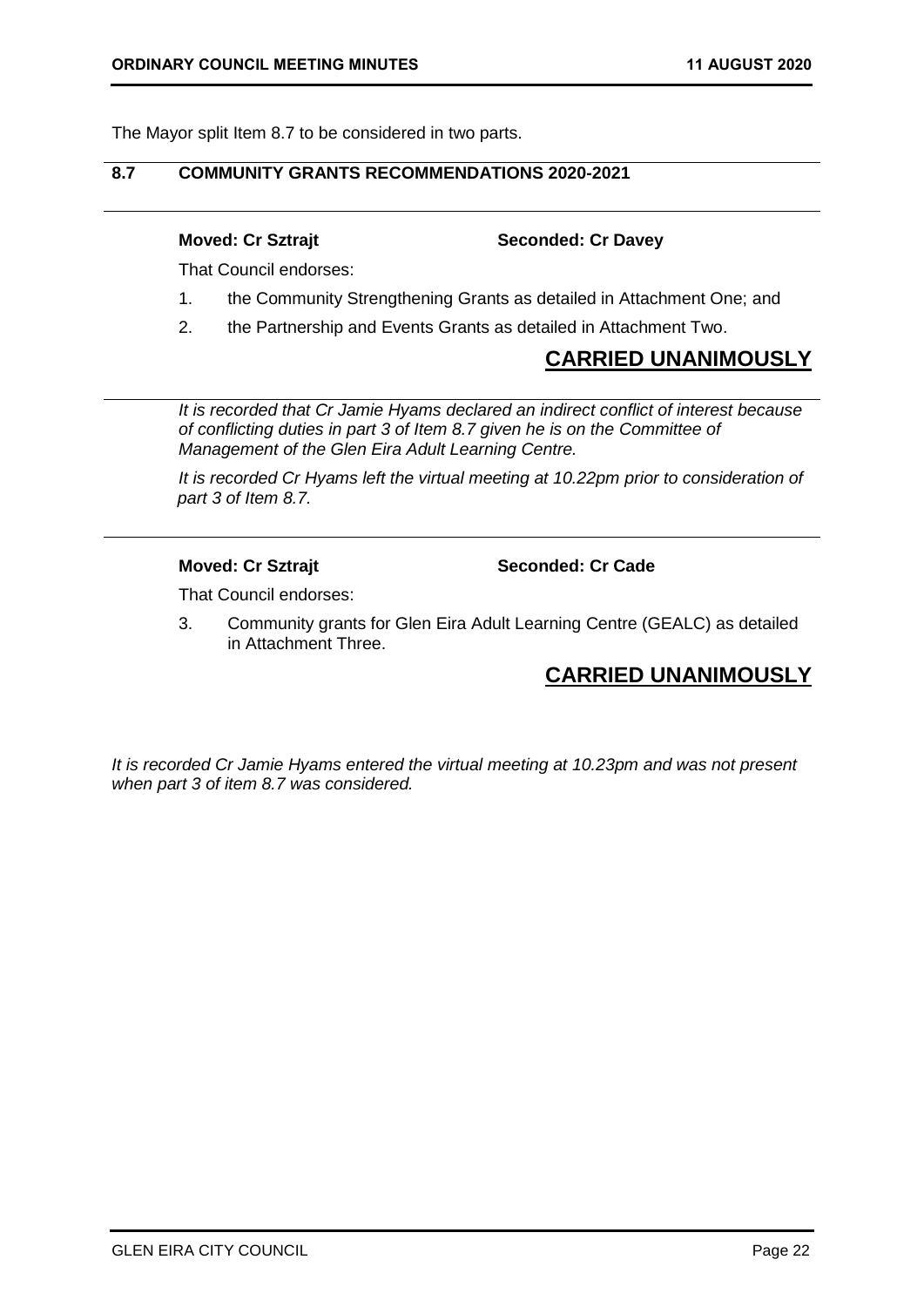The Mayor split Item 8.7 to be considered in two parts.

## 8.7 COMMUNITY GRANTS RECOMMENDATIONS 2020-2021

**Moved: Cr Sztrajt** **Seconded: Cr Davey**

That Council endorses:

1. the Community Strengthening Grants as detailed in Attachment One; and
2. the Partnership and Events Grants as detailed in Attachment Two.

**CARRIED UNANIMOUSLY**

*It is recorded that Cr Jamie Hyams declared an indirect conflict of interest because of conflicting duties in part 3 of Item 8.7 given he is on the Committee of Management of the Glen Eira Adult Learning Centre.*

*It is recorded Cr Hyams left the virtual meeting at 10.22pm prior to consideration of part 3 of Item 8.7.*

**Moved: Cr Sztrajt** **Seconded: Cr Cade**

That Council endorses:

3. Community grants for Glen Eira Adult Learning Centre (GEALC) as detailed in Attachment Three.

**CARRIED UNANIMOUSLY**

*It is recorded Cr Jamie Hyams entered the virtual meeting at 10.23pm and was not present when part 3 of item 8.7 was considered.*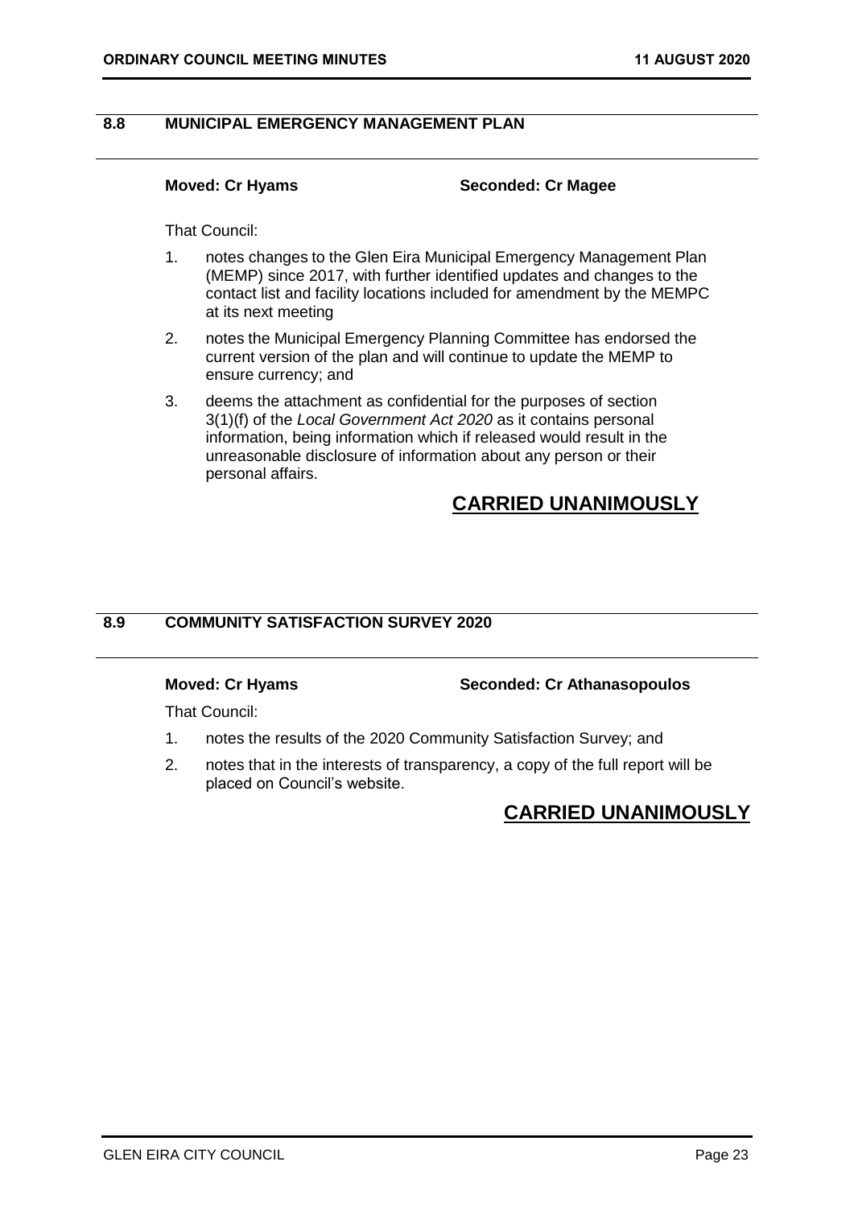## 8.8 MUNICIPAL EMERGENCY MANAGEMENT PLAN

**Moved: Cr Hyams** **Seconded: Cr Magee**

That Council:

1. notes changes to the Glen Eira Municipal Emergency Management Plan (MEMP) since 2017, with further identified updates and changes to the contact list and facility locations included for amendment by the MEMPC at its next meeting
2. notes the Municipal Emergency Planning Committee has endorsed the current version of the plan and will continue to update the MEMP to ensure currency; and
3. deems the attachment as confidential for the purposes of section 3(1)(f) of the *Local Government Act 2020* as it contains personal information, being information which if released would result in the unreasonable disclosure of information about any person or their personal affairs.

**CARRIED UNANIMOUSLY**

## 8.9 COMMUNITY SATISFACTION SURVEY 2020

**Moved: Cr Hyams** **Seconded: Cr Athanasopoulos**

That Council:

1. notes the results of the 2020 Community Satisfaction Survey; and
2. notes that in the interests of transparency, a copy of the full report will be placed on Council's website.

**CARRIED UNANIMOUSLY**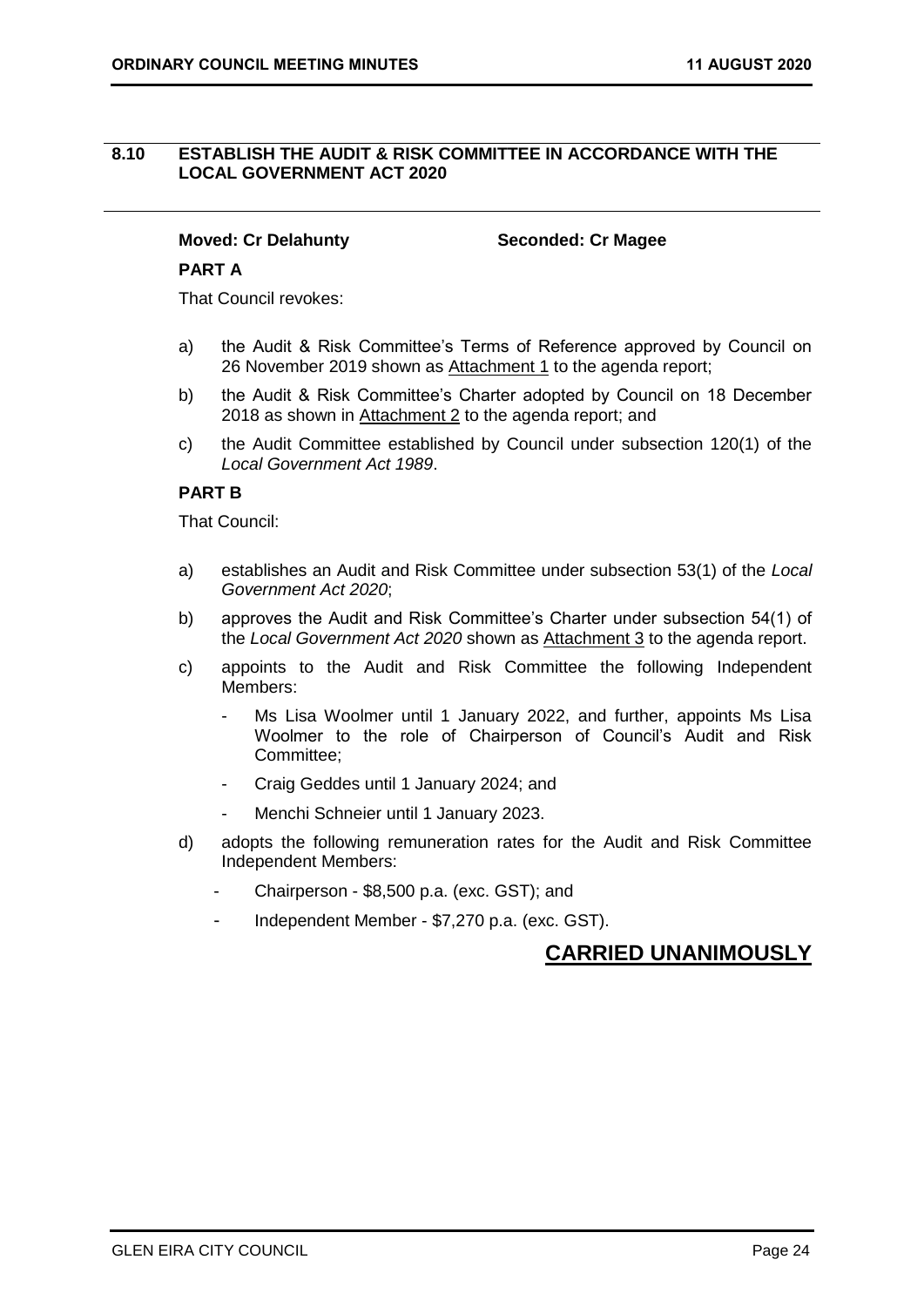## 8.10 ESTABLISH THE AUDIT & RISK COMMITTEE IN ACCORDANCE WITH THE LOCAL GOVERNMENT ACT 2020

**Moved: Cr Delahunty** **Seconded: Cr Magee**

**PART A**

That Council revokes:

a) the Audit & Risk Committee's Terms of Reference approved by Council on 26 November 2019 shown as Attachment 1 to the agenda report;

b) the Audit & Risk Committee's Charter adopted by Council on 18 December 2018 as shown in Attachment 2 to the agenda report; and

c) the Audit Committee established by Council under subsection 120(1) of the *Local Government Act 1989*.

**PART B**

That Council:

a) establishes an Audit and Risk Committee under subsection 53(1) of the *Local Government Act 2020*;

b) approves the Audit and Risk Committee's Charter under subsection 54(1) of the *Local Government Act 2020* shown as Attachment 3 to the agenda report.

c) appoints to the Audit and Risk Committee the following Independent Members:

- Ms Lisa Woolmer until 1 January 2022, and further, appoints Ms Lisa Woolmer to the role of Chairperson of Council's Audit and Risk Committee;
- Craig Geddes until 1 January 2024; and
- Menchi Schneier until 1 January 2023.

d) adopts the following remuneration rates for the Audit and Risk Committee Independent Members:

- Chairperson - $8,500 p.a. (exc. GST); and
- Independent Member - $7,270 p.a. (exc. GST).

**CARRIED UNANIMOUSLY**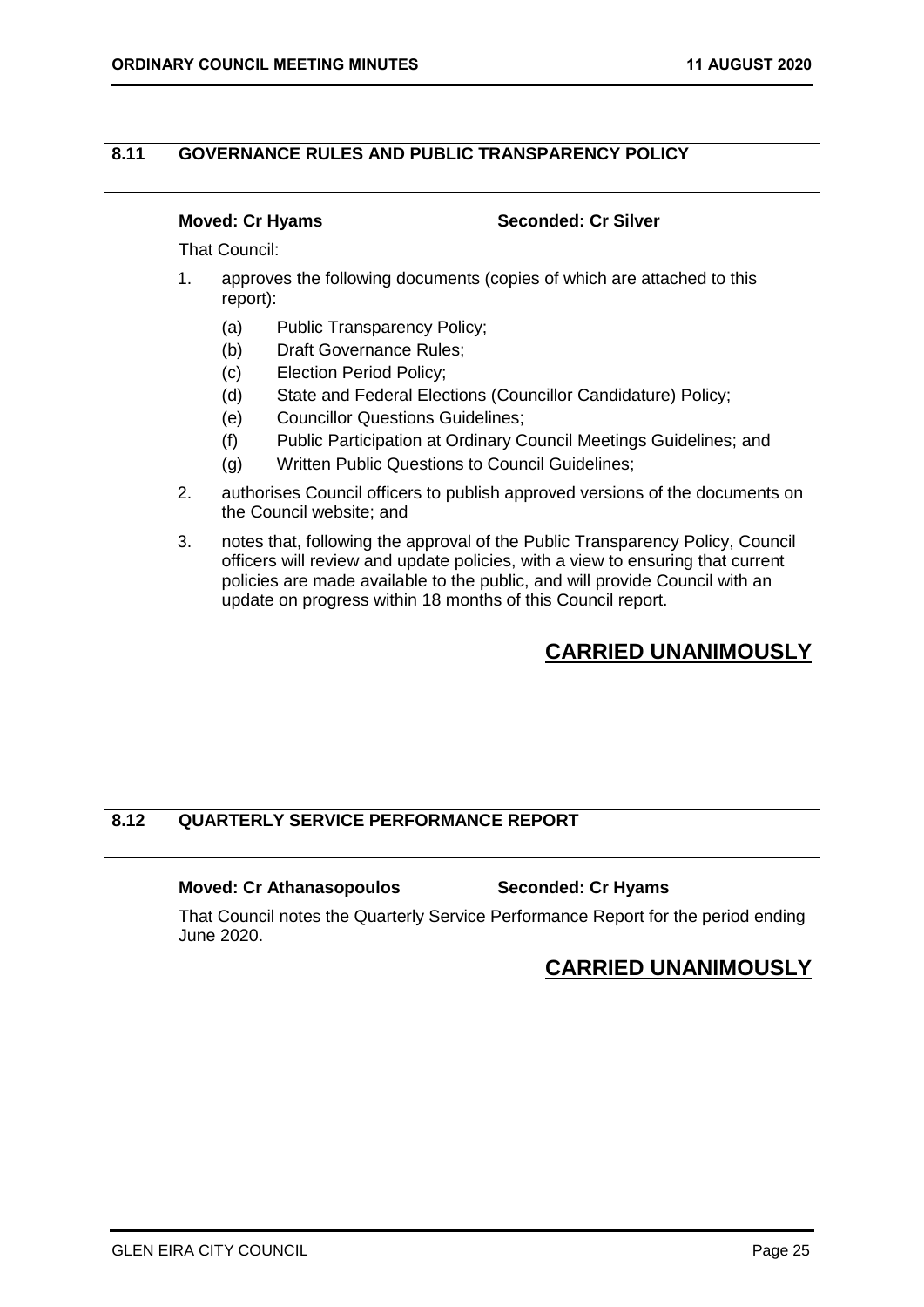## 8.11 GOVERNANCE RULES AND PUBLIC TRANSPARENCY POLICY

**Moved: Cr Hyams** **Seconded: Cr Silver**

That Council:

1. approves the following documents (copies of which are attached to this report):
   - (a) Public Transparency Policy;
   - (b) Draft Governance Rules;
   - (c) Election Period Policy;
   - (d) State and Federal Elections (Councillor Candidature) Policy;
   - (e) Councillor Questions Guidelines;
   - (f) Public Participation at Ordinary Council Meetings Guidelines; and
   - (g) Written Public Questions to Council Guidelines;
2. authorises Council officers to publish approved versions of the documents on the Council website; and
3. notes that, following the approval of the Public Transparency Policy, Council officers will review and update policies, with a view to ensuring that current policies are made available to the public, and will provide Council with an update on progress within 18 months of this Council report.

**CARRIED UNANIMOUSLY**

## 8.12 QUARTERLY SERVICE PERFORMANCE REPORT

**Moved: Cr Athanasopoulos** **Seconded: Cr Hyams**

That Council notes the Quarterly Service Performance Report for the period ending June 2020.

**CARRIED UNANIMOUSLY**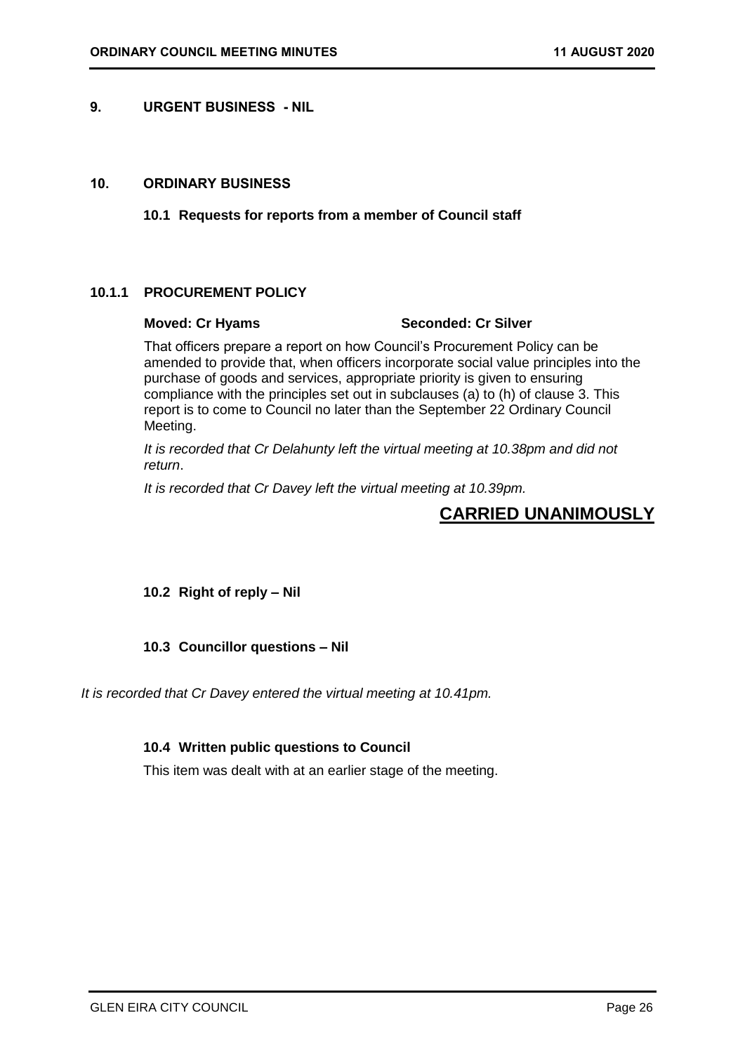## 9. URGENT BUSINESS - NIL

## 10. ORDINARY BUSINESS

### 10.1 Requests for reports from a member of Council staff

#### 10.1.1 PROCUREMENT POLICY

**Moved: Cr Hyams** **Seconded: Cr Silver**

That officers prepare a report on how Council's Procurement Policy can be amended to provide that, when officers incorporate social value principles into the purchase of goods and services, appropriate priority is given to ensuring compliance with the principles set out in subclauses (a) to (h) of clause 3. This report is to come to Council no later than the September 22 Ordinary Council Meeting.

*It is recorded that Cr Delahunty left the virtual meeting at 10.38pm and did not return.*

*It is recorded that Cr Davey left the virtual meeting at 10.39pm.*

**CARRIED UNANIMOUSLY**

### 10.2 Right of reply – Nil

### 10.3 Councillor questions – Nil

*It is recorded that Cr Davey entered the virtual meeting at 10.41pm.*

### 10.4 Written public questions to Council

This item was dealt with at an earlier stage of the meeting.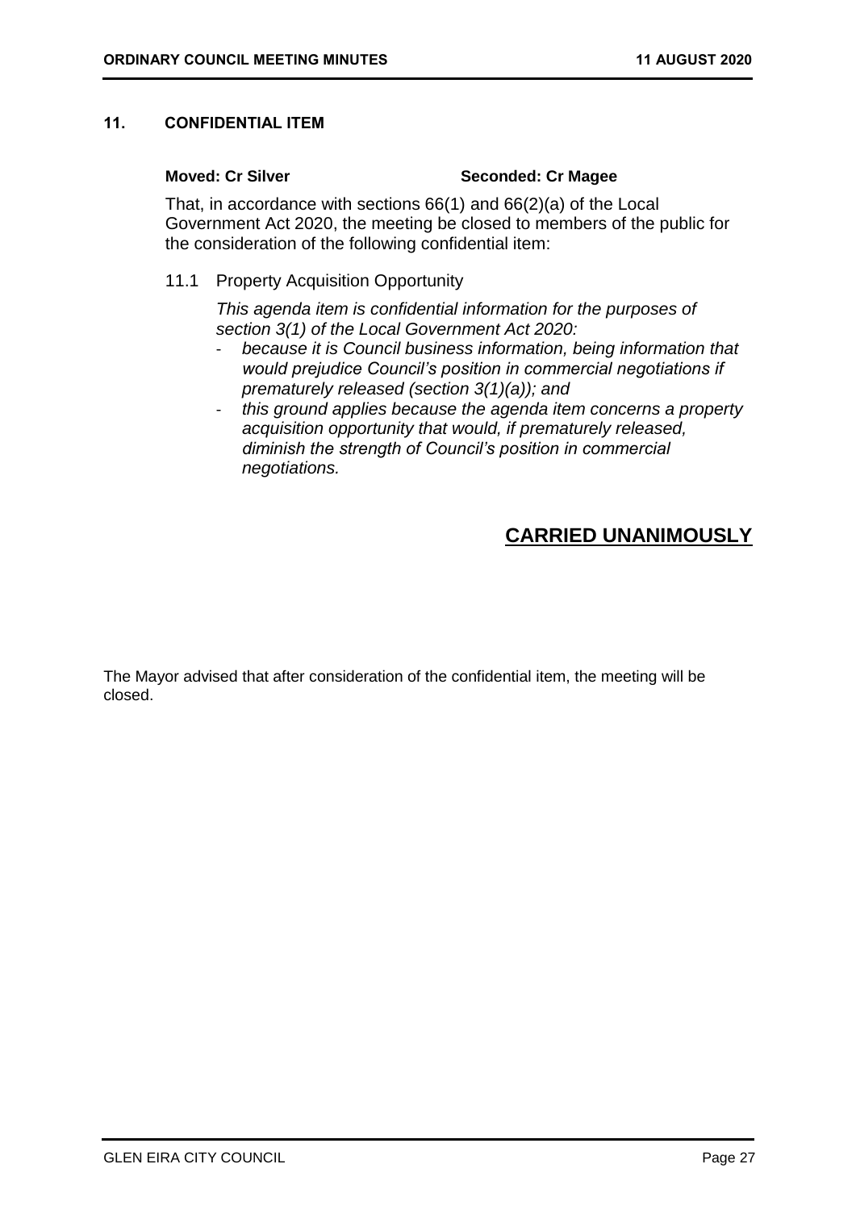## 11. CONFIDENTIAL ITEM

**Moved: Cr Silver** **Seconded: Cr Magee**

That, in accordance with sections 66(1) and 66(2)(a) of the Local Government Act 2020, the meeting be closed to members of the public for the consideration of the following confidential item:

11.1 Property Acquisition Opportunity

*This agenda item is confidential information for the purposes of section 3(1) of the Local Government Act 2020:*

- *because it is Council business information, being information that would prejudice Council's position in commercial negotiations if prematurely released (section 3(1)(a)); and*
- *this ground applies because the agenda item concerns a property acquisition opportunity that would, if prematurely released, diminish the strength of Council's position in commercial negotiations.*

**CARRIED UNANIMOUSLY**

The Mayor advised that after consideration of the confidential item, the meeting will be closed.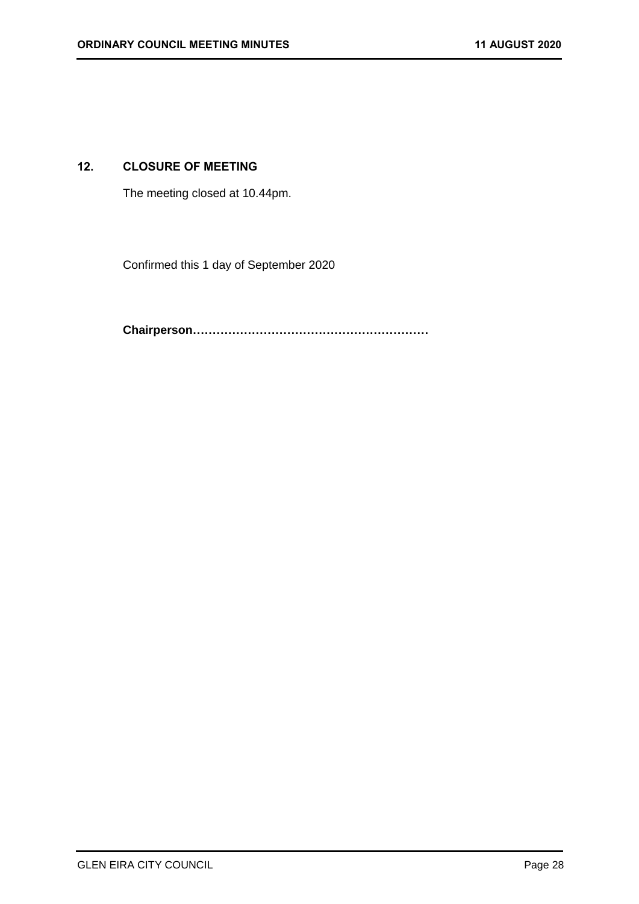## 12. CLOSURE OF MEETING

The meeting closed at 10.44pm.

Confirmed this 1 day of September 2020

**Chairperson……………………………………………………**